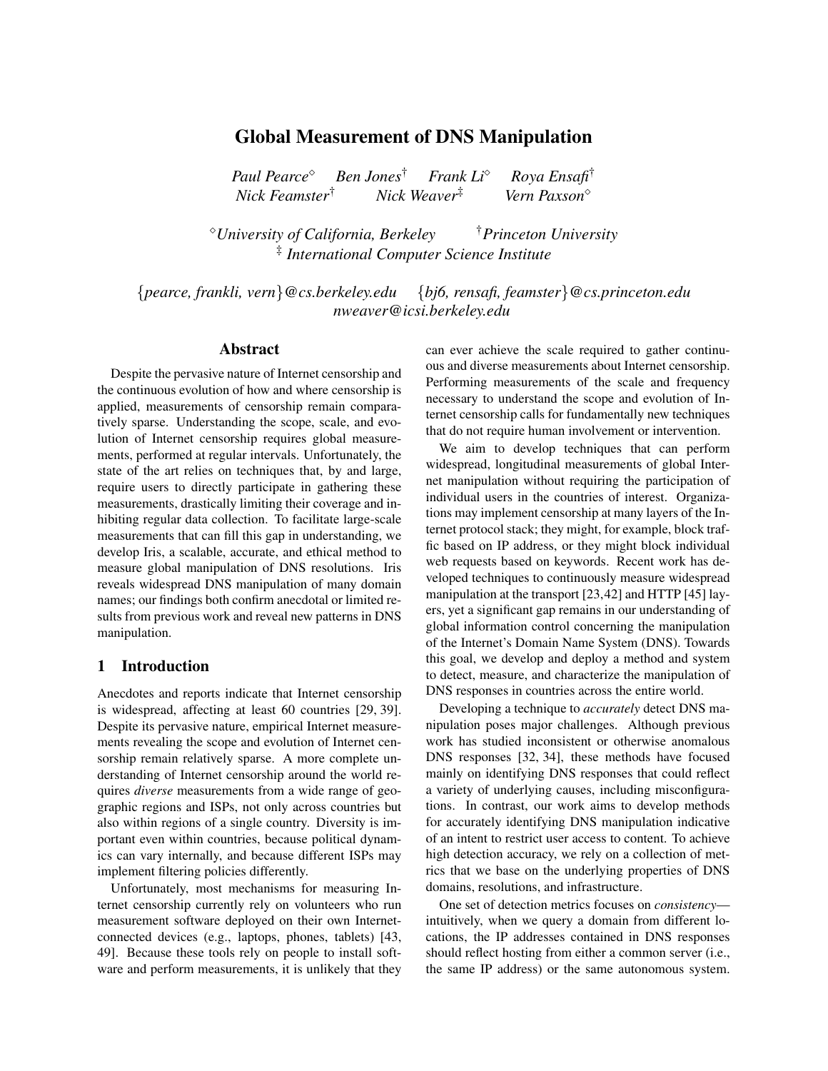# Global Measurement of DNS Manipulation

*Paul Pearce*[◇] *Ben Jones*[†] *Frank Li*[◇] *Roya Ensafi*[†]
*Nick Feamster*[†] *Nick Weaver*[‡] *Vern Paxson*[◇]

[◇]*University of California, Berkeley* [†]*Princeton University*
[‡] *International Computer Science Institute*

{*pearce, frankli, vern*}*@cs.berkeley.edu* {*bj6, rensafi, feamster*}*@cs.princeton.edu*
*nweaver@icsi.berkeley.edu*

## Abstract

Despite the pervasive nature of Internet censorship and the continuous evolution of how and where censorship is applied, measurements of censorship remain comparatively sparse. Understanding the scope, scale, and evolution of Internet censorship requires global measurements, performed at regular intervals. Unfortunately, the state of the art relies on techniques that, by and large, require users to directly participate in gathering these measurements, drastically limiting their coverage and inhibiting regular data collection. To facilitate large-scale measurements that can fill this gap in understanding, we develop Iris, a scalable, accurate, and ethical method to measure global manipulation of DNS resolutions. Iris reveals widespread DNS manipulation of many domain names; our findings both confirm anecdotal or limited results from previous work and reveal new patterns in DNS manipulation.

## 1 Introduction

Anecdotes and reports indicate that Internet censorship is widespread, affecting at least 60 countries [29, 39]. Despite its pervasive nature, empirical Internet measurements revealing the scope and evolution of Internet censorship remain relatively sparse. A more complete understanding of Internet censorship around the world requires *diverse* measurements from a wide range of geographic regions and ISPs, not only across countries but also within regions of a single country. Diversity is important even within countries, because political dynamics can vary internally, and because different ISPs may implement filtering policies differently.

Unfortunately, most mechanisms for measuring Internet censorship currently rely on volunteers who run measurement software deployed on their own Internet-connected devices (e.g., laptops, phones, tablets) [43, 49]. Because these tools rely on people to install software and perform measurements, it is unlikely that they can ever achieve the scale required to gather continuous and diverse measurements about Internet censorship. Performing measurements of the scale and frequency necessary to understand the scope and evolution of Internet censorship calls for fundamentally new techniques that do not require human involvement or intervention.

We aim to develop techniques that can perform widespread, longitudinal measurements of global Internet manipulation without requiring the participation of individual users in the countries of interest. Organizations may implement censorship at many layers of the Internet protocol stack; they might, for example, block traffic based on IP address, or they might block individual web requests based on keywords. Recent work has developed techniques to continuously measure widespread manipulation at the transport [23,42] and HTTP [45] layers, yet a significant gap remains in our understanding of global information control concerning the manipulation of the Internet's Domain Name System (DNS). Towards this goal, we develop and deploy a method and system to detect, measure, and characterize the manipulation of DNS responses in countries across the entire world.

Developing a technique to *accurately* detect DNS manipulation poses major challenges. Although previous work has studied inconsistent or otherwise anomalous DNS responses [32, 34], these methods have focused mainly on identifying DNS responses that could reflect a variety of underlying causes, including misconfigurations. In contrast, our work aims to develop methods for accurately identifying DNS manipulation indicative of an intent to restrict user access to content. To achieve high detection accuracy, we rely on a collection of metrics that we base on the underlying properties of DNS domains, resolutions, and infrastructure.

One set of detection metrics focuses on *consistency*—intuitively, when we query a domain from different locations, the IP addresses contained in DNS responses should reflect hosting from either a common server (i.e., the same IP address) or the same autonomous system.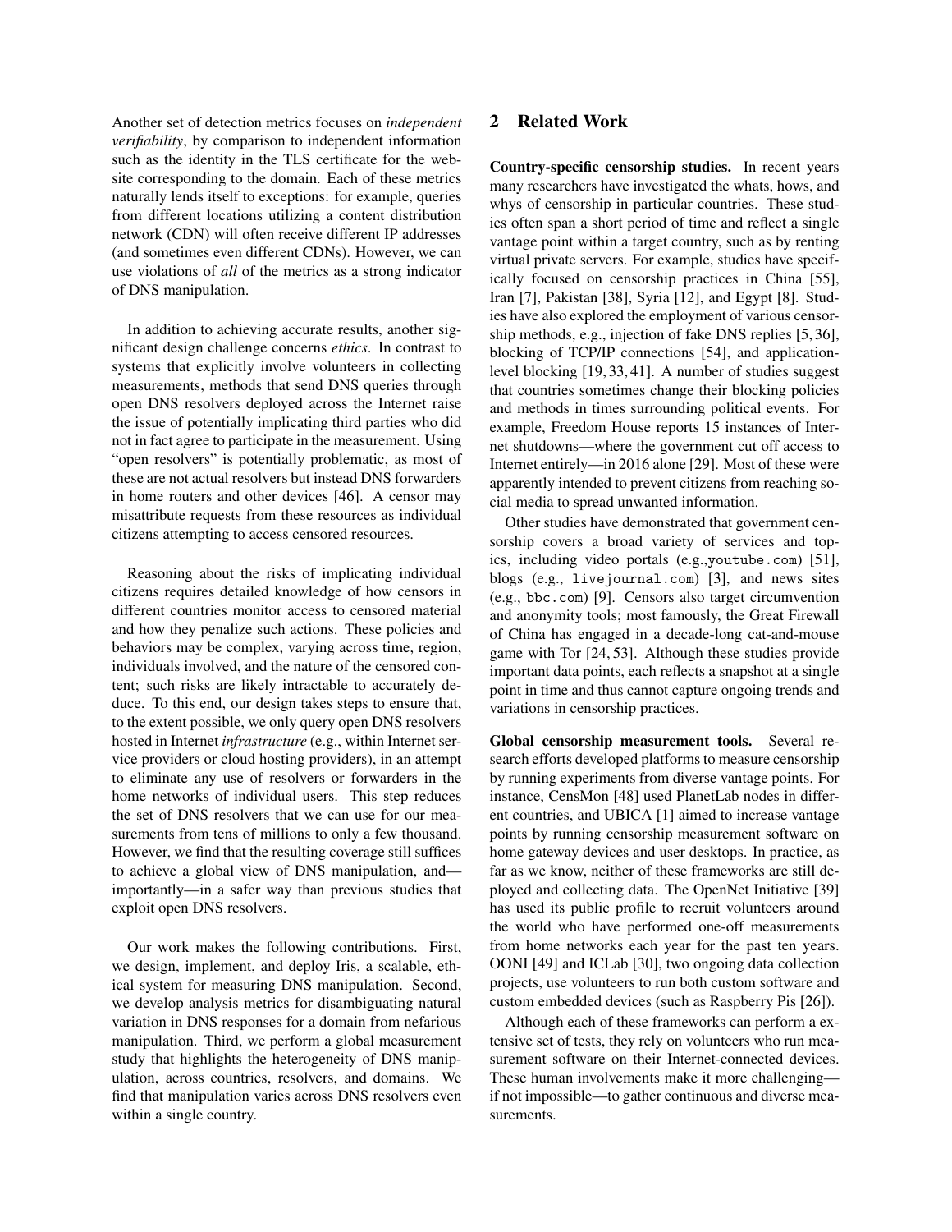Another set of detection metrics focuses on *independent verifiability*, by comparison to independent information such as the identity in the TLS certificate for the website corresponding to the domain. Each of these metrics naturally lends itself to exceptions: for example, queries from different locations utilizing a content distribution network (CDN) will often receive different IP addresses (and sometimes even different CDNs). However, we can use violations of *all* of the metrics as a strong indicator of DNS manipulation.

In addition to achieving accurate results, another significant design challenge concerns *ethics*. In contrast to systems that explicitly involve volunteers in collecting measurements, methods that send DNS queries through open DNS resolvers deployed across the Internet raise the issue of potentially implicating third parties who did not in fact agree to participate in the measurement. Using "open resolvers" is potentially problematic, as most of these are not actual resolvers but instead DNS forwarders in home routers and other devices [46]. A censor may misattribute requests from these resources as individual citizens attempting to access censored resources.

Reasoning about the risks of implicating individual citizens requires detailed knowledge of how censors in different countries monitor access to censored material and how they penalize such actions. These policies and behaviors may be complex, varying across time, region, individuals involved, and the nature of the censored content; such risks are likely intractable to accurately deduce. To this end, our design takes steps to ensure that, to the extent possible, we only query open DNS resolvers hosted in Internet *infrastructure* (e.g., within Internet service providers or cloud hosting providers), in an attempt to eliminate any use of resolvers or forwarders in the home networks of individual users. This step reduces the set of DNS resolvers that we can use for our measurements from tens of millions to only a few thousand. However, we find that the resulting coverage still suffices to achieve a global view of DNS manipulation, and—importantly—in a safer way than previous studies that exploit open DNS resolvers.

Our work makes the following contributions. First, we design, implement, and deploy Iris, a scalable, ethical system for measuring DNS manipulation. Second, we develop analysis metrics for disambiguating natural variation in DNS responses for a domain from nefarious manipulation. Third, we perform a global measurement study that highlights the heterogeneity of DNS manipulation, across countries, resolvers, and domains. We find that manipulation varies across DNS resolvers even within a single country.

## 2 Related Work

**Country-specific censorship studies.** In recent years many researchers have investigated the whats, hows, and whys of censorship in particular countries. These studies often span a short period of time and reflect a single vantage point within a target country, such as by renting virtual private servers. For example, studies have specifically focused on censorship practices in China [55], Iran [7], Pakistan [38], Syria [12], and Egypt [8]. Studies have also explored the employment of various censorship methods, e.g., injection of fake DNS replies [5, 36], blocking of TCP/IP connections [54], and application-level blocking [19, 33, 41]. A number of studies suggest that countries sometimes change their blocking policies and methods in times surrounding political events. For example, Freedom House reports 15 instances of Internet shutdowns—where the government cut off access to Internet entirely—in 2016 alone [29]. Most of these were apparently intended to prevent citizens from reaching social media to spread unwanted information.

Other studies have demonstrated that government censorship covers a broad variety of services and topics, including video portals (e.g.,`youtube.com`) [51], blogs (e.g., `livejournal.com`) [3], and news sites (e.g., `bbc.com`) [9]. Censors also target circumvention and anonymity tools; most famously, the Great Firewall of China has engaged in a decade-long cat-and-mouse game with Tor [24, 53]. Although these studies provide important data points, each reflects a snapshot at a single point in time and thus cannot capture ongoing trends and variations in censorship practices.

**Global censorship measurement tools.** Several research efforts developed platforms to measure censorship by running experiments from diverse vantage points. For instance, CensMon [48] used PlanetLab nodes in different countries, and UBICA [1] aimed to increase vantage points by running censorship measurement software on home gateway devices and user desktops. In practice, as far as we know, neither of these frameworks are still deployed and collecting data. The OpenNet Initiative [39] has used its public profile to recruit volunteers around the world who have performed one-off measurements from home networks each year for the past ten years. OONI [49] and ICLab [30], two ongoing data collection projects, use volunteers to run both custom software and custom embedded devices (such as Raspberry Pis [26]).

Although each of these frameworks can perform a extensive set of tests, they rely on volunteers who run measurement software on their Internet-connected devices. These human involvements make it more challenging—if not impossible—to gather continuous and diverse measurements.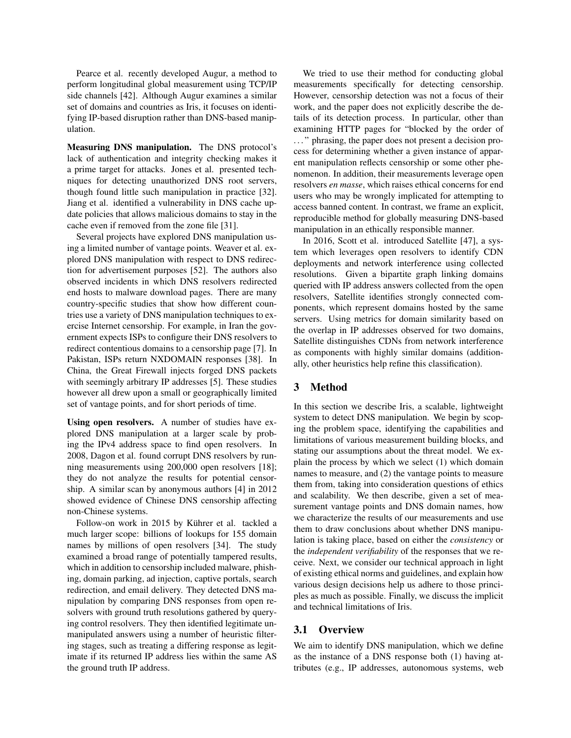Pearce et al. recently developed Augur, a method to perform longitudinal global measurement using TCP/IP side channels [42]. Although Augur examines a similar set of domains and countries as Iris, it focuses on identifying IP-based disruption rather than DNS-based manipulation.

**Measuring DNS manipulation.** The DNS protocol's lack of authentication and integrity checking makes it a prime target for attacks. Jones et al. presented techniques for detecting unauthorized DNS root servers, though found little such manipulation in practice [32]. Jiang et al. identified a vulnerability in DNS cache update policies that allows malicious domains to stay in the cache even if removed from the zone file [31].

Several projects have explored DNS manipulation using a limited number of vantage points. Weaver et al. explored DNS manipulation with respect to DNS redirection for advertisement purposes [52]. The authors also observed incidents in which DNS resolvers redirected end hosts to malware download pages. There are many country-specific studies that show how different countries use a variety of DNS manipulation techniques to exercise Internet censorship. For example, in Iran the government expects ISPs to configure their DNS resolvers to redirect contentious domains to a censorship page [7]. In Pakistan, ISPs return NXDOMAIN responses [38]. In China, the Great Firewall injects forged DNS packets with seemingly arbitrary IP addresses [5]. These studies however all drew upon a small or geographically limited set of vantage points, and for short periods of time.

**Using open resolvers.** A number of studies have explored DNS manipulation at a larger scale by probing the IPv4 address space to find open resolvers. In 2008, Dagon et al. found corrupt DNS resolvers by running measurements using 200,000 open resolvers [18]; they do not analyze the results for potential censorship. A similar scan by anonymous authors [4] in 2012 showed evidence of Chinese DNS censorship affecting non-Chinese systems.

Follow-on work in 2015 by Kührer et al. tackled a much larger scope: billions of lookups for 155 domain names by millions of open resolvers [34]. The study examined a broad range of potentially tampered results, which in addition to censorship included malware, phishing, domain parking, ad injection, captive portals, search redirection, and email delivery. They detected DNS manipulation by comparing DNS responses from open resolvers with ground truth resolutions gathered by querying control resolvers. They then identified legitimate unmanipulated answers using a number of heuristic filtering stages, such as treating a differing response as legitimate if its returned IP address lies within the same AS the ground truth IP address.

We tried to use their method for conducting global measurements specifically for detecting censorship. However, censorship detection was not a focus of their work, and the paper does not explicitly describe the details of its detection process. In particular, other than examining HTTP pages for "blocked by the order of ..." phrasing, the paper does not present a decision process for determining whether a given instance of apparent manipulation reflects censorship or some other phenomenon. In addition, their measurements leverage open resolvers *en masse*, which raises ethical concerns for end users who may be wrongly implicated for attempting to access banned content. In contrast, we frame an explicit, reproducible method for globally measuring DNS-based manipulation in an ethically responsible manner.

In 2016, Scott et al. introduced Satellite [47], a system which leverages open resolvers to identify CDN deployments and network interference using collected resolutions. Given a bipartite graph linking domains queried with IP address answers collected from the open resolvers, Satellite identifies strongly connected components, which represent domains hosted by the same servers. Using metrics for domain similarity based on the overlap in IP addresses observed for two domains, Satellite distinguishes CDNs from network interference as components with highly similar domains (additionally, other heuristics help refine this classification).

## 3 Method

In this section we describe Iris, a scalable, lightweight system to detect DNS manipulation. We begin by scoping the problem space, identifying the capabilities and limitations of various measurement building blocks, and stating our assumptions about the threat model. We explain the process by which we select (1) which domain names to measure, and (2) the vantage points to measure them from, taking into consideration questions of ethics and scalability. We then describe, given a set of measurement vantage points and DNS domain names, how we characterize the results of our measurements and use them to draw conclusions about whether DNS manipulation is taking place, based on either the *consistency* or the *independent verifiability* of the responses that we receive. Next, we consider our technical approach in light of existing ethical norms and guidelines, and explain how various design decisions help us adhere to those principles as much as possible. Finally, we discuss the implicit and technical limitations of Iris.

### 3.1 Overview

We aim to identify DNS manipulation, which we define as the instance of a DNS response both (1) having attributes (e.g., IP addresses, autonomous systems, web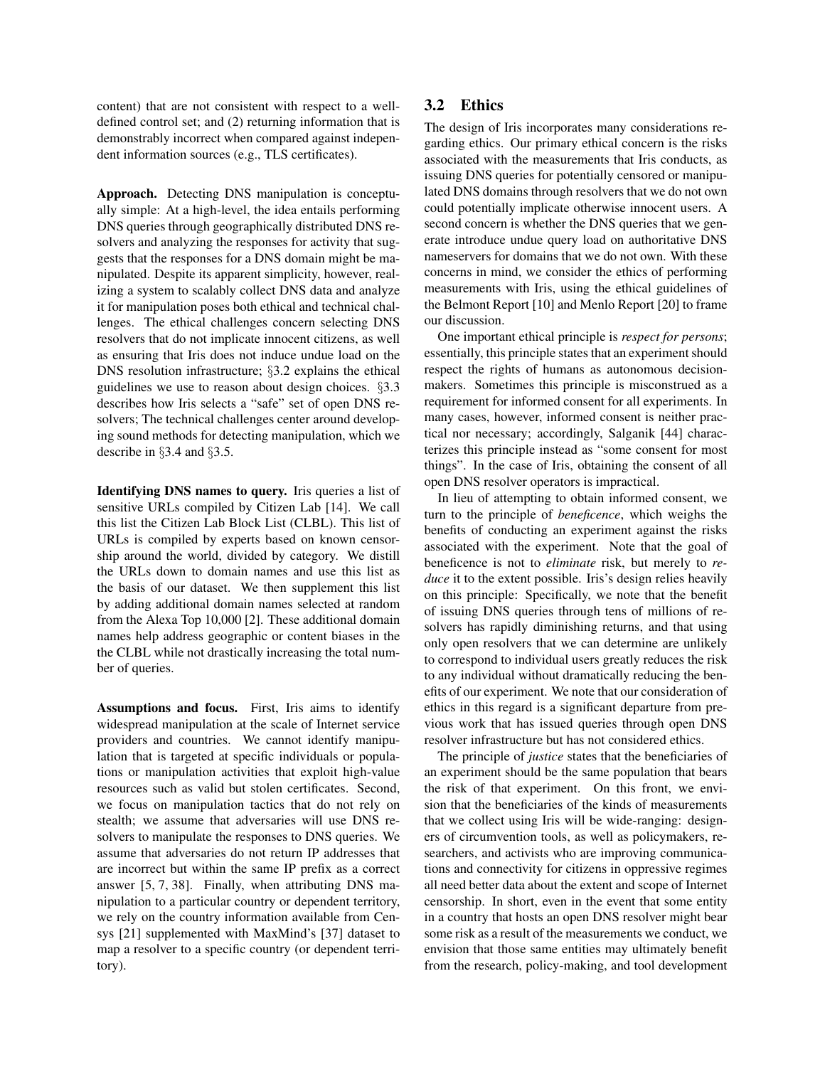content) that are not consistent with respect to a well-defined control set; and (2) returning information that is demonstrably incorrect when compared against independent information sources (e.g., TLS certificates).

**Approach.** Detecting DNS manipulation is conceptually simple: At a high-level, the idea entails performing DNS queries through geographically distributed DNS resolvers and analyzing the responses for activity that suggests that the responses for a DNS domain might be manipulated. Despite its apparent simplicity, however, realizing a system to scalably collect DNS data and analyze it for manipulation poses both ethical and technical challenges. The ethical challenges concern selecting DNS resolvers that do not implicate innocent citizens, as well as ensuring that Iris does not induce undue load on the DNS resolution infrastructure; §3.2 explains the ethical guidelines we use to reason about design choices. §3.3 describes how Iris selects a "safe" set of open DNS resolvers; The technical challenges center around developing sound methods for detecting manipulation, which we describe in §3.4 and §3.5.

**Identifying DNS names to query.** Iris queries a list of sensitive URLs compiled by Citizen Lab [14]. We call this list the Citizen Lab Block List (CLBL). This list of URLs is compiled by experts based on known censorship around the world, divided by category. We distill the URLs down to domain names and use this list as the basis of our dataset. We then supplement this list by adding additional domain names selected at random from the Alexa Top 10,000 [2]. These additional domain names help address geographic or content biases in the CLBL while not drastically increasing the total number of queries.

**Assumptions and focus.** First, Iris aims to identify widespread manipulation at the scale of Internet service providers and countries. We cannot identify manipulation that is targeted at specific individuals or populations or manipulation activities that exploit high-value resources such as valid but stolen certificates. Second, we focus on manipulation tactics that do not rely on stealth; we assume that adversaries will use DNS resolvers to manipulate the responses to DNS queries. We assume that adversaries do not return IP addresses that are incorrect but within the same IP prefix as a correct answer [5, 7, 38]. Finally, when attributing DNS manipulation to a particular country or dependent territory, we rely on the country information available from Censys [21] supplemented with MaxMind's [37] dataset to map a resolver to a specific country (or dependent territory).

## 3.2 Ethics

The design of Iris incorporates many considerations regarding ethics. Our primary ethical concern is the risks associated with the measurements that Iris conducts, as issuing DNS queries for potentially censored or manipulated DNS domains through resolvers that we do not own could potentially implicate otherwise innocent users. A second concern is whether the DNS queries that we generate introduce undue query load on authoritative DNS nameservers for domains that we do not own. With these concerns in mind, we consider the ethics of performing measurements with Iris, using the ethical guidelines of the Belmont Report [10] and Menlo Report [20] to frame our discussion.

One important ethical principle is *respect for persons*; essentially, this principle states that an experiment should respect the rights of humans as autonomous decision-makers. Sometimes this principle is misconstrued as a requirement for informed consent for all experiments. In many cases, however, informed consent is neither practical nor necessary; accordingly, Salganik [44] characterizes this principle instead as "some consent for most things". In the case of Iris, obtaining the consent of all open DNS resolver operators is impractical.

In lieu of attempting to obtain informed consent, we turn to the principle of *beneficence*, which weighs the benefits of conducting an experiment against the risks associated with the experiment. Note that the goal of beneficence is not to *eliminate* risk, but merely to *reduce* it to the extent possible. Iris's design relies heavily on this principle: Specifically, we note that the benefit of issuing DNS queries through tens of millions of resolvers has rapidly diminishing returns, and that using only open resolvers that we can determine are unlikely to correspond to individual users greatly reduces the risk to any individual without dramatically reducing the benefits of our experiment. We note that our consideration of ethics in this regard is a significant departure from previous work that has issued queries through open DNS resolver infrastructure but has not considered ethics.

The principle of *justice* states that the beneficiaries of an experiment should be the same population that bears the risk of that experiment. On this front, we envision that the beneficiaries of the kinds of measurements that we collect using Iris will be wide-ranging: designers of circumvention tools, as well as policymakers, researchers, and activists who are improving communications and connectivity for citizens in oppressive regimes all need better data about the extent and scope of Internet censorship. In short, even in the event that some entity in a country that hosts an open DNS resolver might bear some risk as a result of the measurements we conduct, we envision that those same entities may ultimately benefit from the research, policy-making, and tool development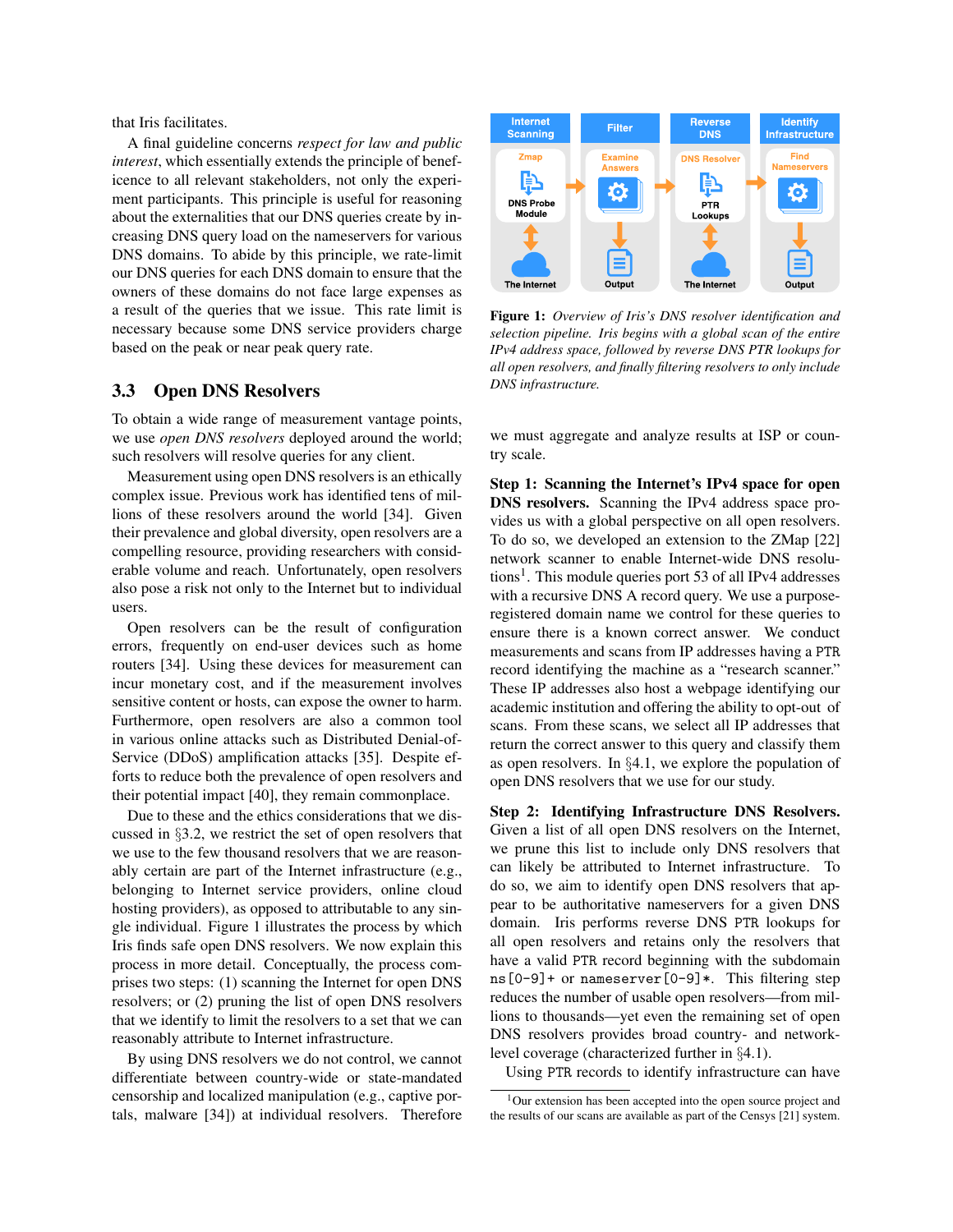that Iris facilitates.

A final guideline concerns *respect for law and public interest*, which essentially extends the principle of beneficence to all relevant stakeholders, not only the experiment participants. This principle is useful for reasoning about the externalities that our DNS queries create by increasing DNS query load on the nameservers for various DNS domains. To abide by this principle, we rate-limit our DNS queries for each DNS domain to ensure that the owners of these domains do not face large expenses as a result of the queries that we issue. This rate limit is necessary because some DNS service providers charge based on the peak or near peak query rate.

## 3.3 Open DNS Resolvers

To obtain a wide range of measurement vantage points, we use *open DNS resolvers* deployed around the world; such resolvers will resolve queries for any client.

Measurement using open DNS resolvers is an ethically complex issue. Previous work has identified tens of millions of these resolvers around the world [34]. Given their prevalence and global diversity, open resolvers are a compelling resource, providing researchers with considerable volume and reach. Unfortunately, open resolvers also pose a risk not only to the Internet but to individual users.

Open resolvers can be the result of configuration errors, frequently on end-user devices such as home routers [34]. Using these devices for measurement can incur monetary cost, and if the measurement involves sensitive content or hosts, can expose the owner to harm. Furthermore, open resolvers are also a common tool in various online attacks such as Distributed Denial-of-Service (DDoS) amplification attacks [35]. Despite efforts to reduce both the prevalence of open resolvers and their potential impact [40], they remain commonplace.

Due to these and the ethics considerations that we discussed in §3.2, we restrict the set of open resolvers that we use to the few thousand resolvers that we are reasonably certain are part of the Internet infrastructure (e.g., belonging to Internet service providers, online cloud hosting providers), as opposed to attributable to any single individual. Figure 1 illustrates the process by which Iris finds safe open DNS resolvers. We now explain this process in more detail. Conceptually, the process comprises two steps: (1) scanning the Internet for open DNS resolvers; or (2) pruning the list of open DNS resolvers that we identify to limit the resolvers to a set that we can reasonably attribute to Internet infrastructure.

By using DNS resolvers we do not control, we cannot differentiate between country-wide or state-mandated censorship and localized manipulation (e.g., captive portals, malware [34]) at individual resolvers. Therefore we must aggregate and analyze results at ISP or country scale.

Internet Scanning | Filter | Reverse DNS | Identify Infrastructure

Zmap: DNS Probe Module ↔ The Internet → Examine Answers → Output → DNS Resolver: PTR Lookups ↔ The Internet → Find Nameservers → Output

**Figure 1:** *Overview of Iris's DNS resolver identification and selection pipeline. Iris begins with a global scan of the entire IPv4 address space, followed by reverse DNS PTR lookups for all open resolvers, and finally filtering resolvers to only include DNS infrastructure.*

**Step 1: Scanning the Internet's IPv4 space for open DNS resolvers.** Scanning the IPv4 address space provides us with a global perspective on all open resolvers. To do so, we developed an extension to the ZMap [22] network scanner to enable Internet-wide DNS resolutions[1]. This module queries port 53 of all IPv4 addresses with a recursive DNS A record query. We use a purpose-registered domain name we control for these queries to ensure there is a known correct answer. We conduct measurements and scans from IP addresses having a PTR record identifying the machine as a "research scanner." These IP addresses also host a webpage identifying our academic institution and offering the ability to opt-out of scans. From these scans, we select all IP addresses that return the correct answer to this query and classify them as open resolvers. In §4.1, we explore the population of open DNS resolvers that we use for our study.

**Step 2: Identifying Infrastructure DNS Resolvers.** Given a list of all open DNS resolvers on the Internet, we prune this list to include only DNS resolvers that can likely be attributed to Internet infrastructure. To do so, we aim to identify open DNS resolvers that appear to be authoritative nameservers for a given DNS domain. Iris performs reverse DNS PTR lookups for all open resolvers and retains only the resolvers that have a valid PTR record beginning with the subdomain `ns[0-9]+` or `nameserver[0-9]*`. This filtering step reduces the number of usable open resolvers—from millions to thousands—yet even the remaining set of open DNS resolvers provides broad country- and network-level coverage (characterized further in §4.1).

Using PTR records to identify infrastructure can have

[1]Our extension has been accepted into the open source project and the results of our scans are available as part of the Censys [21] system.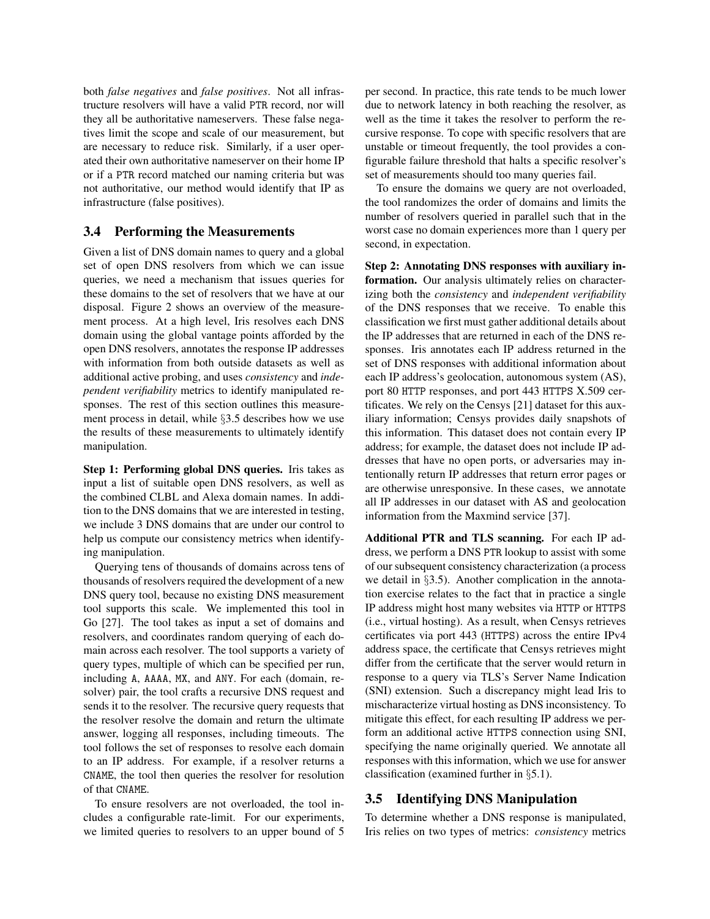both *false negatives* and *false positives*. Not all infrastructure resolvers will have a valid PTR record, nor will they all be authoritative nameservers. These false negatives limit the scope and scale of our measurement, but are necessary to reduce risk. Similarly, if a user operated their own authoritative nameserver on their home IP or if a PTR record matched our naming criteria but was not authoritative, our method would identify that IP as infrastructure (false positives).

### 3.4 Performing the Measurements

Given a list of DNS domain names to query and a global set of open DNS resolvers from which we can issue queries, we need a mechanism that issues queries for these domains to the set of resolvers that we have at our disposal. Figure 2 shows an overview of the measurement process. At a high level, Iris resolves each DNS domain using the global vantage points afforded by the open DNS resolvers, annotates the response IP addresses with information from both outside datasets as well as additional active probing, and uses *consistency* and *independent verifiability* metrics to identify manipulated responses. The rest of this section outlines this measurement process in detail, while §3.5 describes how we use the results of these measurements to ultimately identify manipulation.

**Step 1: Performing global DNS queries.** Iris takes as input a list of suitable open DNS resolvers, as well as the combined CLBL and Alexa domain names. In addition to the DNS domains that we are interested in testing, we include 3 DNS domains that are under our control to help us compute our consistency metrics when identifying manipulation.

Querying tens of thousands of domains across tens of thousands of resolvers required the development of a new DNS query tool, because no existing DNS measurement tool supports this scale. We implemented this tool in Go [27]. The tool takes as input a set of domains and resolvers, and coordinates random querying of each domain across each resolver. The tool supports a variety of query types, multiple of which can be specified per run, including A, AAAA, MX, and ANY. For each (domain, resolver) pair, the tool crafts a recursive DNS request and sends it to the resolver. The recursive query requests that the resolver resolve the domain and return the ultimate answer, logging all responses, including timeouts. The tool follows the set of responses to resolve each domain to an IP address. For example, if a resolver returns a CNAME, the tool then queries the resolver for resolution of that CNAME.

To ensure resolvers are not overloaded, the tool includes a configurable rate-limit. For our experiments, we limited queries to resolvers to an upper bound of 5 per second. In practice, this rate tends to be much lower due to network latency in both reaching the resolver, as well as the time it takes the resolver to perform the recursive response. To cope with specific resolvers that are unstable or timeout frequently, the tool provides a configurable failure threshold that halts a specific resolver's set of measurements should too many queries fail.

To ensure the domains we query are not overloaded, the tool randomizes the order of domains and limits the number of resolvers queried in parallel such that in the worst case no domain experiences more than 1 query per second, in expectation.

**Step 2: Annotating DNS responses with auxiliary information.** Our analysis ultimately relies on characterizing both the *consistency* and *independent verifiability* of the DNS responses that we receive. To enable this classification we first must gather additional details about the IP addresses that are returned in each of the DNS responses. Iris annotates each IP address returned in the set of DNS responses with additional information about each IP address's geolocation, autonomous system (AS), port 80 HTTP responses, and port 443 HTTPS X.509 certificates. We rely on the Censys [21] dataset for this auxiliary information; Censys provides daily snapshots of this information. This dataset does not contain every IP address; for example, the dataset does not include IP addresses that have no open ports, or adversaries may intentionally return IP addresses that return error pages or are otherwise unresponsive. In these cases, we annotate all IP addresses in our dataset with AS and geolocation information from the Maxmind service [37].

**Additional PTR and TLS scanning.** For each IP address, we perform a DNS PTR lookup to assist with some of our subsequent consistency characterization (a process we detail in §3.5). Another complication in the annotation exercise relates to the fact that in practice a single IP address might host many websites via HTTP or HTTPS (i.e., virtual hosting). As a result, when Censys retrieves certificates via port 443 (HTTPS) across the entire IPv4 address space, the certificate that Censys retrieves might differ from the certificate that the server would return in response to a query via TLS's Server Name Indication (SNI) extension. Such a discrepancy might lead Iris to mischaracterize virtual hosting as DNS inconsistency. To mitigate this effect, for each resulting IP address we perform an additional active HTTPS connection using SNI, specifying the name originally queried. We annotate all responses with this information, which we use for answer classification (examined further in §5.1).

### 3.5 Identifying DNS Manipulation

To determine whether a DNS response is manipulated, Iris relies on two types of metrics: *consistency* metrics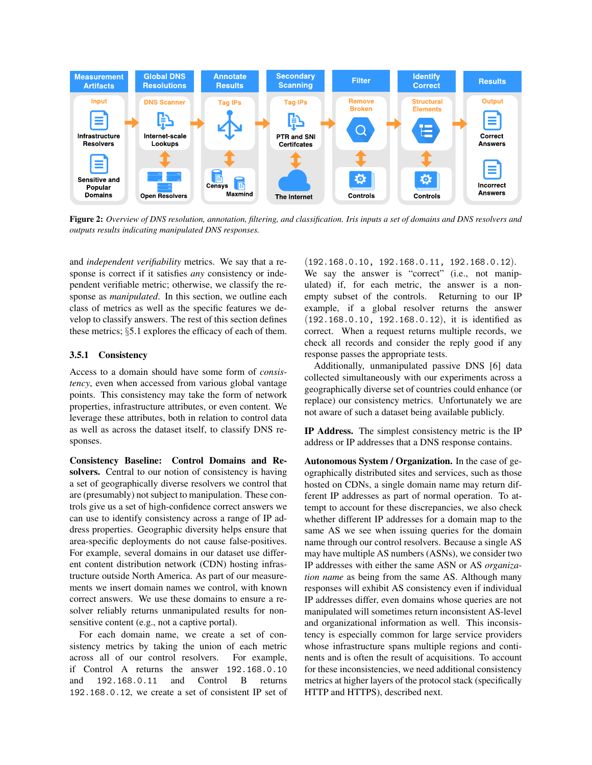**Figure 2:** *Overview of DNS resolution, annotation, filtering, and classification. Iris inputs a set of domains and DNS resolvers and outputs results indicating manipulated DNS responses.*

and *independent verifiability* metrics. We say that a response is correct if it satisfies *any* consistency or independent verifiable metric; otherwise, we classify the response as *manipulated*. In this section, we outline each class of metrics as well as the specific features we develop to classify answers. The rest of this section defines these metrics; §5.1 explores the efficacy of each of them.

### 3.5.1 Consistency

Access to a domain should have some form of *consistency*, even when accessed from various global vantage points. This consistency may take the form of network properties, infrastructure attributes, or even content. We leverage these attributes, both in relation to control data as well as across the dataset itself, to classify DNS responses.

**Consistency Baseline: Control Domains and Resolvers.** Central to our notion of consistency is having a set of geographically diverse resolvers we control that are (presumably) not subject to manipulation. These controls give us a set of high-confidence correct answers we can use to identify consistency across a range of IP address properties. Geographic diversity helps ensure that area-specific deployments do not cause false-positives. For example, several domains in our dataset use different content distribution network (CDN) hosting infrastructure outside North America. As part of our measurements we insert domain names we control, with known correct answers. We use these domains to ensure a resolver reliably returns unmanipulated results for non-sensitive content (e.g., not a captive portal).

For each domain name, we create a set of consistency metrics by taking the union of each metric across all of our control resolvers. For example, if Control A returns the answer `192.168.0.10` and `192.168.0.11` and Control B returns `192.168.0.12`, we create a set of consistent IP set of (`192.168.0.10, 192.168.0.11, 192.168.0.12`). We say the answer is "correct" (i.e., not manipulated) if, for each metric, the answer is a non-empty subset of the controls. Returning to our IP example, if a global resolver returns the answer (`192.168.0.10, 192.168.0.12`), it is identified as correct. When a request returns multiple records, we check all records and consider the reply good if any response passes the appropriate tests.

Additionally, unmanipulated passive DNS [6] data collected simultaneously with our experiments across a geographically diverse set of countries could enhance (or replace) our consistency metrics. Unfortunately we are not aware of such a dataset being available publicly.

**IP Address.** The simplest consistency metric is the IP address or IP addresses that a DNS response contains.

**Autonomous System / Organization.** In the case of geographically distributed sites and services, such as those hosted on CDNs, a single domain name may return different IP addresses as part of normal operation. To attempt to account for these discrepancies, we also check whether different IP addresses for a domain map to the same AS we see when issuing queries for the domain name through our control resolvers. Because a single AS may have multiple AS numbers (ASNs), we consider two IP addresses with either the same ASN or AS *organization name* as being from the same AS. Although many responses will exhibit AS consistency even if individual IP addresses differ, even domains whose queries are not manipulated will sometimes return inconsistent AS-level and organizational information as well. This inconsistency is especially common for large service providers whose infrastructure spans multiple regions and continents and is often the result of acquisitions. To account for these inconsistencies, we need additional consistency metrics at higher layers of the protocol stack (specifically HTTP and HTTPS), described next.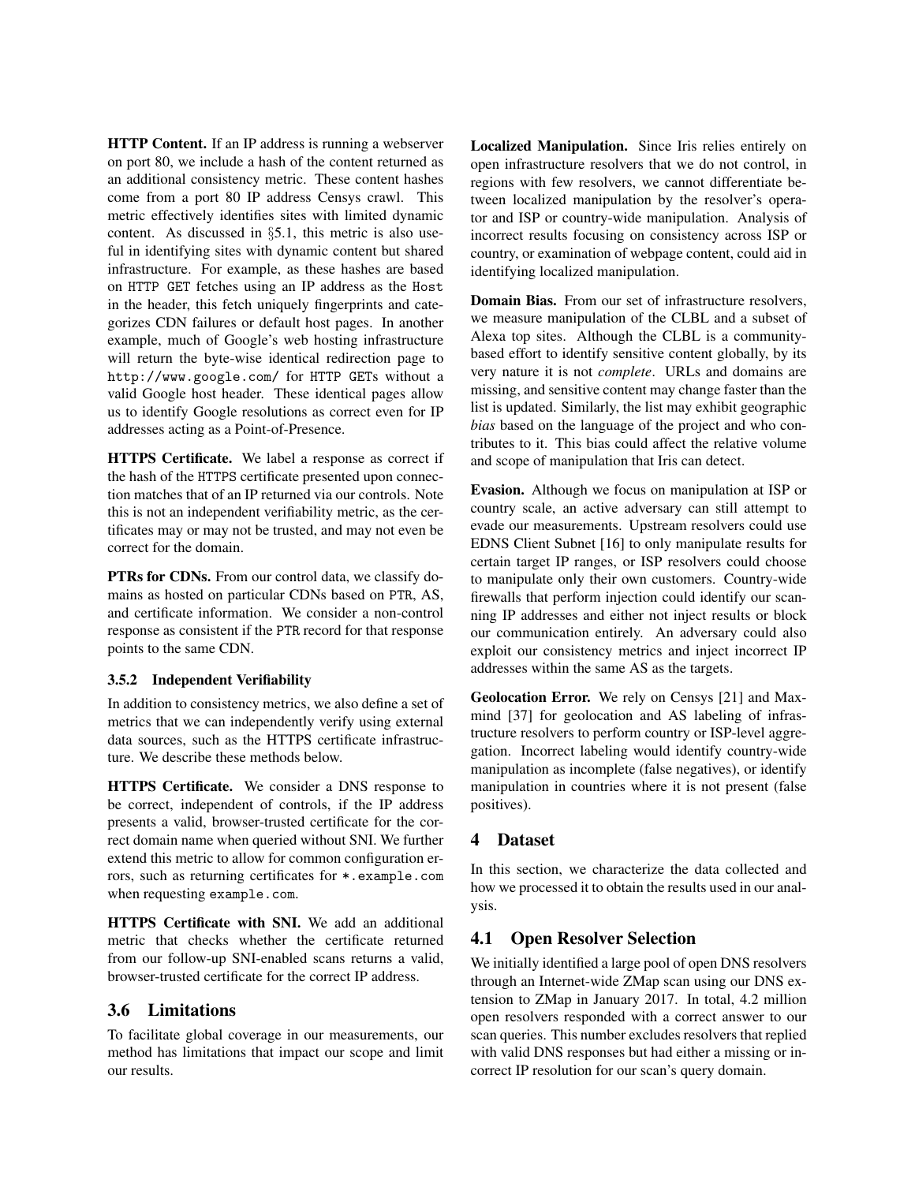**HTTP Content.** If an IP address is running a webserver on port 80, we include a hash of the content returned as an additional consistency metric. These content hashes come from a port 80 IP address Censys crawl. This metric effectively identifies sites with limited dynamic content. As discussed in §5.1, this metric is also useful in identifying sites with dynamic content but shared infrastructure. For example, as these hashes are based on HTTP GET fetches using an IP address as the Host in the header, this fetch uniquely fingerprints and categorizes CDN failures or default host pages. In another example, much of Google's web hosting infrastructure will return the byte-wise identical redirection page to http://www.google.com/ for HTTP GETs without a valid Google host header. These identical pages allow us to identify Google resolutions as correct even for IP addresses acting as a Point-of-Presence.

**HTTPS Certificate.** We label a response as correct if the hash of the HTTPS certificate presented upon connection matches that of an IP returned via our controls. Note this is not an independent verifiability metric, as the certificates may or may not be trusted, and may not even be correct for the domain.

**PTRs for CDNs.** From our control data, we classify domains as hosted on particular CDNs based on PTR, AS, and certificate information. We consider a non-control response as consistent if the PTR record for that response points to the same CDN.

#### 3.5.2 Independent Verifiability

In addition to consistency metrics, we also define a set of metrics that we can independently verify using external data sources, such as the HTTPS certificate infrastructure. We describe these methods below.

**HTTPS Certificate.** We consider a DNS response to be correct, independent of controls, if the IP address presents a valid, browser-trusted certificate for the correct domain name when queried without SNI. We further extend this metric to allow for common configuration errors, such as returning certificates for *.example.com when requesting example.com.

**HTTPS Certificate with SNI.** We add an additional metric that checks whether the certificate returned from our follow-up SNI-enabled scans returns a valid, browser-trusted certificate for the correct IP address.

### 3.6 Limitations

To facilitate global coverage in our measurements, our method has limitations that impact our scope and limit our results.

**Localized Manipulation.** Since Iris relies entirely on open infrastructure resolvers that we do not control, in regions with few resolvers, we cannot differentiate between localized manipulation by the resolver's operator and ISP or country-wide manipulation. Analysis of incorrect results focusing on consistency across ISP or country, or examination of webpage content, could aid in identifying localized manipulation.

**Domain Bias.** From our set of infrastructure resolvers, we measure manipulation of the CLBL and a subset of Alexa top sites. Although the CLBL is a community-based effort to identify sensitive content globally, by its very nature it is not *complete*. URLs and domains are missing, and sensitive content may change faster than the list is updated. Similarly, the list may exhibit geographic *bias* based on the language of the project and who contributes to it. This bias could affect the relative volume and scope of manipulation that Iris can detect.

**Evasion.** Although we focus on manipulation at ISP or country scale, an active adversary can still attempt to evade our measurements. Upstream resolvers could use EDNS Client Subnet [16] to only manipulate results for certain target IP ranges, or ISP resolvers could choose to manipulate only their own customers. Country-wide firewalls that perform injection could identify our scanning IP addresses and either not inject results or block our communication entirely. An adversary could also exploit our consistency metrics and inject incorrect IP addresses within the same AS as the targets.

**Geolocation Error.** We rely on Censys [21] and Maxmind [37] for geolocation and AS labeling of infrastructure resolvers to perform country or ISP-level aggregation. Incorrect labeling would identify country-wide manipulation as incomplete (false negatives), or identify manipulation in countries where it is not present (false positives).

## 4 Dataset

In this section, we characterize the data collected and how we processed it to obtain the results used in our analysis.

### 4.1 Open Resolver Selection

We initially identified a large pool of open DNS resolvers through an Internet-wide ZMap scan using our DNS extension to ZMap in January 2017. In total, 4.2 million open resolvers responded with a correct answer to our scan queries. This number excludes resolvers that replied with valid DNS responses but had either a missing or incorrect IP resolution for our scan's query domain.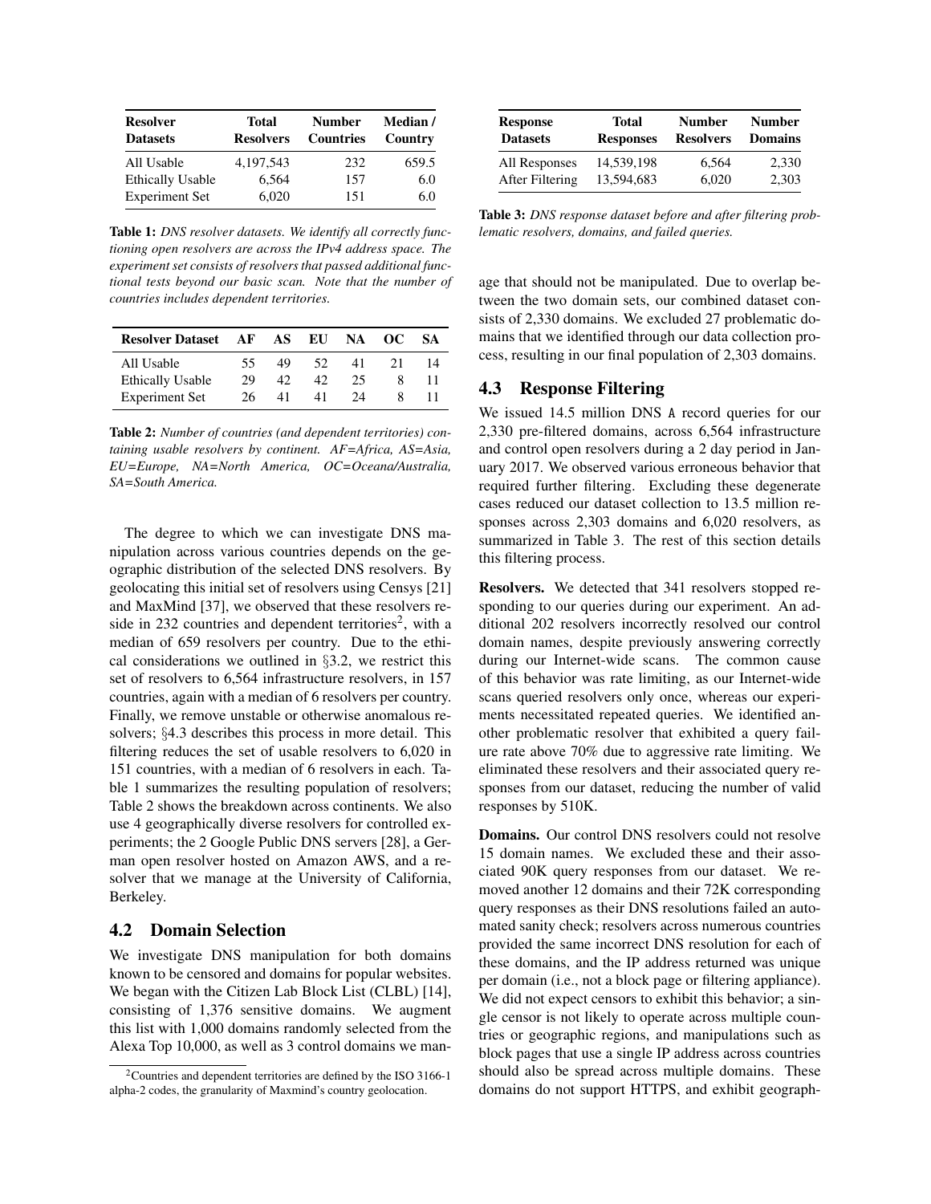| Resolver Datasets | Total Resolvers | Number Countries | Median / Country |
|---|---|---|---|
| All Usable | 4,197,543 | 232 | 659.5 |
| Ethically Usable | 6,564 | 157 | 6.0 |
| Experiment Set | 6,020 | 151 | 6.0 |

**Table 1:** *DNS resolver datasets. We identify all correctly functioning open resolvers are across the IPv4 address space. The experiment set consists of resolvers that passed additional functional tests beyond our basic scan. Note that the number of countries includes dependent territories.*

| Resolver Dataset | AF | AS | EU | NA | OC | SA |
|---|---|---|---|---|---|---|
| All Usable | 55 | 49 | 52 | 41 | 21 | 14 |
| Ethically Usable | 29 | 42 | 42 | 25 | 8 | 11 |
| Experiment Set | 26 | 41 | 41 | 24 | 8 | 11 |

**Table 2:** *Number of countries (and dependent territories) containing usable resolvers by continent. AF=Africa, AS=Asia, EU=Europe, NA=North America, OC=Oceana/Australia, SA=South America.*

The degree to which we can investigate DNS manipulation across various countries depends on the geographic distribution of the selected DNS resolvers. By geolocating this initial set of resolvers using Censys [21] and MaxMind [37], we observed that these resolvers reside in 232 countries and dependent territories[2], with a median of 659 resolvers per country. Due to the ethical considerations we outlined in §3.2, we restrict this set of resolvers to 6,564 infrastructure resolvers, in 157 countries, again with a median of 6 resolvers per country. Finally, we remove unstable or otherwise anomalous resolvers; §4.3 describes this process in more detail. This filtering reduces the set of usable resolvers to 6,020 in 151 countries, with a median of 6 resolvers in each. Table 1 summarizes the resulting population of resolvers; Table 2 shows the breakdown across continents. We also use 4 geographically diverse resolvers for controlled experiments; the 2 Google Public DNS servers [28], a German open resolver hosted on Amazon AWS, and a resolver that we manage at the University of California, Berkeley.

## 4.2 Domain Selection

We investigate DNS manipulation for both domains known to be censored and domains for popular websites. We began with the Citizen Lab Block List (CLBL) [14], consisting of 1,376 sensitive domains. We augment this list with 1,000 domains randomly selected from the Alexa Top 10,000, as well as 3 control domains we manage that should not be manipulated. Due to overlap between the two domain sets, our combined dataset consists of 2,330 domains. We excluded 27 problematic domains that we identified through our data collection process, resulting in our final population of 2,303 domains.

[2] Countries and dependent territories are defined by the ISO 3166-1 alpha-2 codes, the granularity of Maxmind's country geolocation.

| Response Datasets | Total Responses | Number Resolvers | Number Domains |
|---|---|---|---|
| All Responses | 14,539,198 | 6,564 | 2,330 |
| After Filtering | 13,594,683 | 6,020 | 2,303 |

**Table 3:** *DNS response dataset before and after filtering problematic resolvers, domains, and failed queries.*

## 4.3 Response Filtering

We issued 14.5 million DNS A record queries for our 2,330 pre-filtered domains, across 6,564 infrastructure and control open resolvers during a 2 day period in January 2017. We observed various erroneous behavior that required further filtering. Excluding these degenerate cases reduced our dataset collection to 13.5 million responses across 2,303 domains and 6,020 resolvers, as summarized in Table 3. The rest of this section details this filtering process.

**Resolvers.** We detected that 341 resolvers stopped responding to our queries during our experiment. An additional 202 resolvers incorrectly resolved our control domain names, despite previously answering correctly during our Internet-wide scans. The common cause of this behavior was rate limiting, as our Internet-wide scans queried resolvers only once, whereas our experiments necessitated repeated queries. We identified another problematic resolver that exhibited a query failure rate above 70% due to aggressive rate limiting. We eliminated these resolvers and their associated query responses from our dataset, reducing the number of valid responses by 510K.

**Domains.** Our control DNS resolvers could not resolve 15 domain names. We excluded these and their associated 90K query responses from our dataset. We removed another 12 domains and their 72K corresponding query responses as their DNS resolutions failed an automated sanity check; resolvers across numerous countries provided the same incorrect DNS resolution for each of these domains, and the IP address returned was unique per domain (i.e., not a block page or filtering appliance). We did not expect censors to exhibit this behavior; a single censor is not likely to operate across multiple countries or geographic regions, and manipulations such as block pages that use a single IP address across countries should also be spread across multiple domains. These domains do not support HTTPS, and exhibit geograph-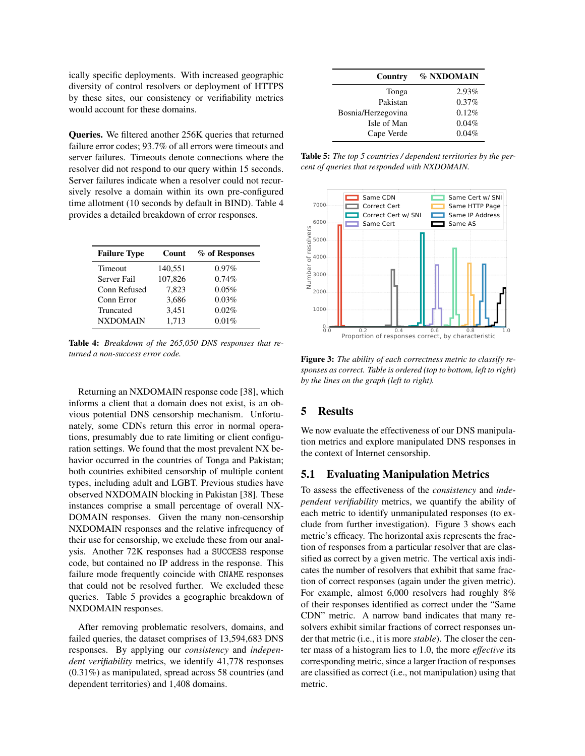ically specific deployments. With increased geographic diversity of control resolvers or deployment of HTTPS by these sites, our consistency or verifiability metrics would account for these domains.

**Queries.** We filtered another 256K queries that returned failure error codes; 93.7% of all errors were timeouts and server failures. Timeouts denote connections where the resolver did not respond to our query within 15 seconds. Server failures indicate when a resolver could not recursively resolve a domain within its own pre-configured time allotment (10 seconds by default in BIND). Table 4 provides a detailed breakdown of error responses.

| Failure Type | Count | % of Responses |
|---|---|---|
| Timeout | 140,551 | 0.97% |
| Server Fail | 107,826 | 0.74% |
| Conn Refused | 7,823 | 0.05% |
| Conn Error | 3,686 | 0.03% |
| Truncated | 3,451 | 0.02% |
| NXDOMAIN | 1,713 | 0.01% |

**Table 4:** *Breakdown of the 265,050 DNS responses that returned a non-success error code.*

Returning an NXDOMAIN response code [38], which informs a client that a domain does not exist, is an obvious potential DNS censorship mechanism. Unfortunately, some CDNs return this error in normal operations, presumably due to rate limiting or client configuration settings. We found that the most prevalent NX behavior occurred in the countries of Tonga and Pakistan; both countries exhibited censorship of multiple content types, including adult and LGBT. Previous studies have observed NXDOMAIN blocking in Pakistan [38]. These instances comprise a small percentage of overall NXDOMAIN responses. Given the many non-censorship NXDOMAIN responses and the relative infrequency of their use for censorship, we exclude these from our analysis. Another 72K responses had a SUCCESS response code, but contained no IP address in the response. This failure mode frequently coincide with CNAME responses that could not be resolved further. We excluded these queries. Table 5 provides a geographic breakdown of NXDOMAIN responses.

After removing problematic resolvers, domains, and failed queries, the dataset comprises of 13,594,683 DNS responses. By applying our *consistency* and *independent verifiability* metrics, we identify 41,778 responses (0.31%) as manipulated, spread across 58 countries (and dependent territories) and 1,408 domains.

| Country | % NXDOMAIN |
|---|---|
| Tonga | 2.93% |
| Pakistan | 0.37% |
| Bosnia/Herzegovina | 0.12% |
| Isle of Man | 0.04% |
| Cape Verde | 0.04% |

**Table 5:** *The top 5 countries / dependent territories by the percent of queries that responded with NXDOMAIN.*

**Figure 3:** *The ability of each correctness metric to classify responses as correct. Table is ordered (top to bottom, left to right) by the lines on the graph (left to right).*

## 5 Results

We now evaluate the effectiveness of our DNS manipulation metrics and explore manipulated DNS responses in the context of Internet censorship.

### 5.1 Evaluating Manipulation Metrics

To assess the effectiveness of the *consistency* and *independent verifiability* metrics, we quantify the ability of each metric to identify unmanipulated responses (to exclude from further investigation). Figure 3 shows each metric's efficacy. The horizontal axis represents the fraction of responses from a particular resolver that are classified as correct by a given metric. The vertical axis indicates the number of resolvers that exhibit that same fraction of correct responses (again under the given metric). For example, almost 6,000 resolvers had roughly 8% of their responses identified as correct under the "Same CDN" metric. A narrow band indicates that many resolvers exhibit similar fractions of correct responses under that metric (i.e., it is more *stable*). The closer the center mass of a histogram lies to 1.0, the more *effective* its corresponding metric, since a larger fraction of responses are classified as correct (i.e., not manipulation) using that metric.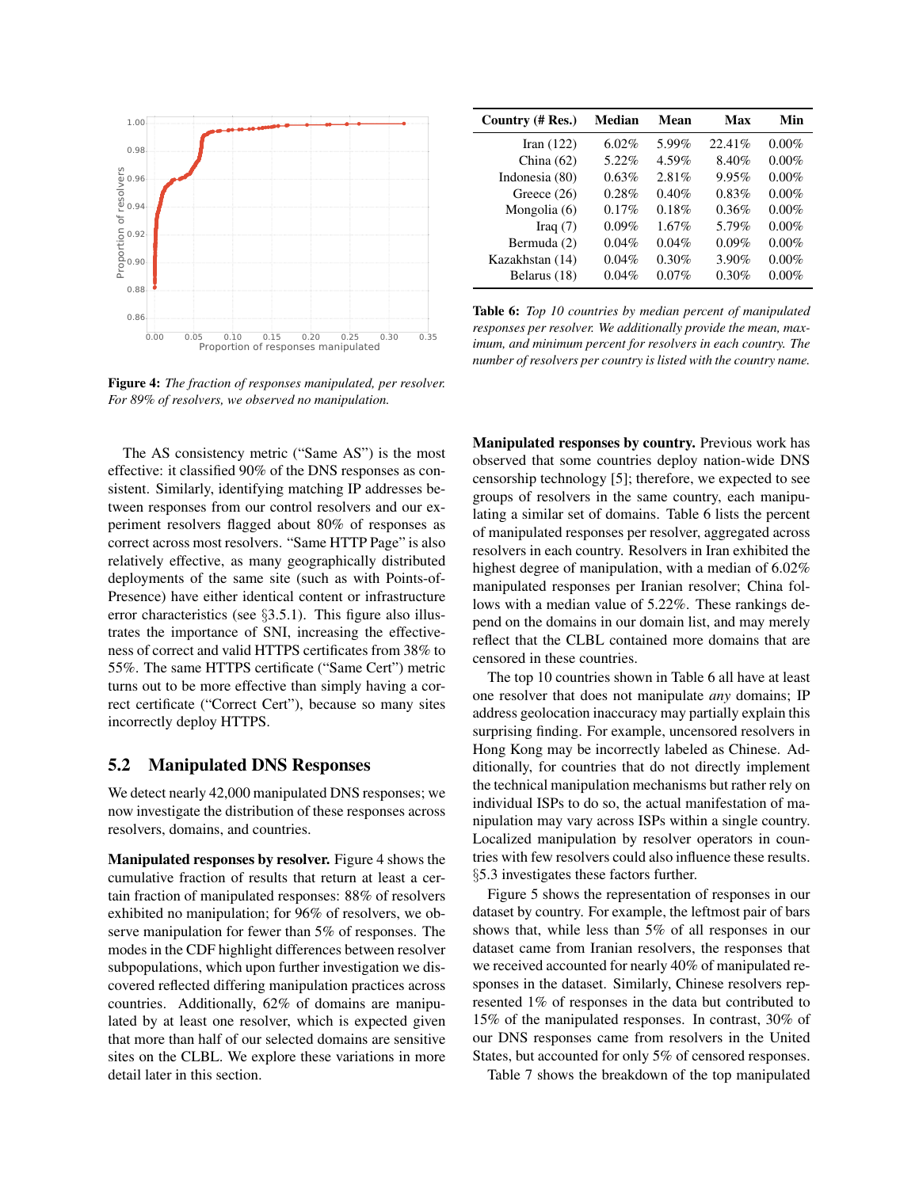Figure 4: *The fraction of responses manipulated, per resolver. For 89% of resolvers, we observed no manipulation.*

| Country (# Res.) | Median | Mean | Max | Min |
|---|---|---|---|---|
| Iran (122) | 6.02% | 5.99% | 22.41% | 0.00% |
| China (62) | 5.22% | 4.59% | 8.40% | 0.00% |
| Indonesia (80) | 0.63% | 2.81% | 9.95% | 0.00% |
| Greece (26) | 0.28% | 0.40% | 0.83% | 0.00% |
| Mongolia (6) | 0.17% | 0.18% | 0.36% | 0.00% |
| Iraq (7) | 0.09% | 1.67% | 5.79% | 0.00% |
| Bermuda (2) | 0.04% | 0.04% | 0.09% | 0.00% |
| Kazakhstan (14) | 0.04% | 0.30% | 3.90% | 0.00% |
| Belarus (18) | 0.04% | 0.07% | 0.30% | 0.00% |

**Table 6:** *Top 10 countries by median percent of manipulated responses per resolver. We additionally provide the mean, maximum, and minimum percent for resolvers in each country. The number of resolvers per country is listed with the country name.*

The AS consistency metric ("Same AS") is the most effective: it classified 90% of the DNS responses as consistent. Similarly, identifying matching IP addresses between responses from our control resolvers and our experiment resolvers flagged about 80% of responses as correct across most resolvers. "Same HTTP Page" is also relatively effective, as many geographically distributed deployments of the same site (such as with Points-of-Presence) have either identical content or infrastructure error characteristics (see §3.5.1). This figure also illustrates the importance of SNI, increasing the effectiveness of correct and valid HTTPS certificates from 38% to 55%. The same HTTPS certificate ("Same Cert") metric turns out to be more effective than simply having a correct certificate ("Correct Cert"), because so many sites incorrectly deploy HTTPS.

## 5.2 Manipulated DNS Responses

We detect nearly 42,000 manipulated DNS responses; we now investigate the distribution of these responses across resolvers, domains, and countries.

**Manipulated responses by resolver.** Figure 4 shows the cumulative fraction of results that return at least a certain fraction of manipulated responses: 88% of resolvers exhibited no manipulation; for 96% of resolvers, we observe manipulation for fewer than 5% of responses. The modes in the CDF highlight differences between resolver subpopulations, which upon further investigation we discovered reflected differing manipulation practices across countries. Additionally, 62% of domains are manipulated by at least one resolver, which is expected given that more than half of our selected domains are sensitive sites on the CLBL. We explore these variations in more detail later in this section.

**Manipulated responses by country.** Previous work has observed that some countries deploy nation-wide DNS censorship technology [5]; therefore, we expected to see groups of resolvers in the same country, each manipulating a similar set of domains. Table 6 lists the percent of manipulated responses per resolver, aggregated across resolvers in each country. Resolvers in Iran exhibited the highest degree of manipulation, with a median of 6.02% manipulated responses per Iranian resolver; China follows with a median value of 5.22%. These rankings depend on the domains in our domain list, and may merely reflect that the CLBL contained more domains that are censored in these countries.

The top 10 countries shown in Table 6 all have at least one resolver that does not manipulate *any* domains; IP address geolocation inaccuracy may partially explain this surprising finding. For example, uncensored resolvers in Hong Kong may be incorrectly labeled as Chinese. Additionally, for countries that do not directly implement the technical manipulation mechanisms but rather rely on individual ISPs to do so, the actual manifestation of manipulation may vary across ISPs within a single country. Localized manipulation by resolver operators in countries with few resolvers could also influence these results. §5.3 investigates these factors further.

Figure 5 shows the representation of responses in our dataset by country. For example, the leftmost pair of bars shows that, while less than 5% of all responses in our dataset came from Iranian resolvers, the responses that we received accounted for nearly 40% of manipulated responses in the dataset. Similarly, Chinese resolvers represented 1% of responses in the data but contributed to 15% of the manipulated responses. In contrast, 30% of our DNS responses came from resolvers in the United States, but accounted for only 5% of censored responses.

Table 7 shows the breakdown of the top manipulated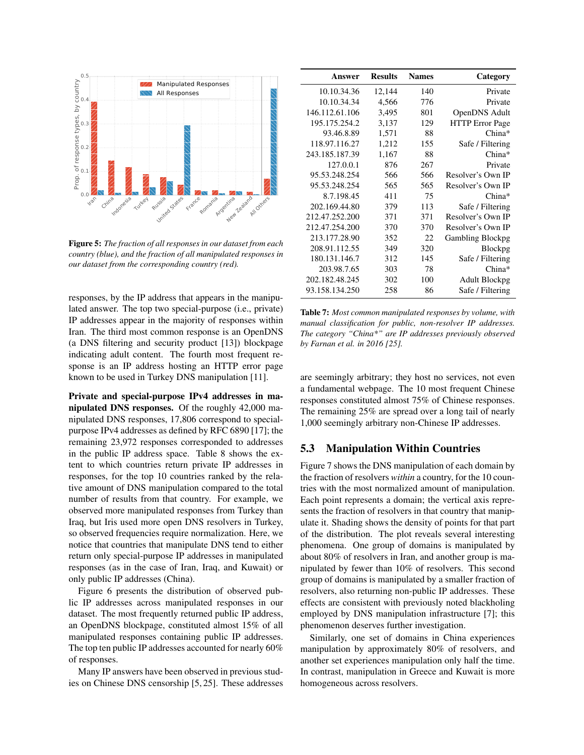**Figure 5:** *The fraction of all responses in our dataset from each country (blue), and the fraction of all manipulated responses in our dataset from the corresponding country (red).*

responses, by the IP address that appears in the manipulated answer. The top two special-purpose (i.e., private) IP addresses appear in the majority of responses within Iran. The third most common response is an OpenDNS (a DNS filtering and security product [13]) blockpage indicating adult content. The fourth most frequent response is an IP address hosting an HTTP error page known to be used in Turkey DNS manipulation [11].

**Private and special-purpose IPv4 addresses in manipulated DNS responses.** Of the roughly 42,000 manipulated DNS responses, 17,806 correspond to special-purpose IPv4 addresses as defined by RFC 6890 [17]; the remaining 23,972 responses corresponded to addresses in the public IP address space. Table 8 shows the extent to which countries return private IP addresses in responses, for the top 10 countries ranked by the relative amount of DNS manipulation compared to the total number of results from that country. For example, we observed more manipulated responses from Turkey than Iraq, but Iris used more open DNS resolvers in Turkey, so observed frequencies require normalization. Here, we notice that countries that manipulate DNS tend to either return only special-purpose IP addresses in manipulated responses (as in the case of Iran, Iraq, and Kuwait) or only public IP addresses (China).

Figure 6 presents the distribution of observed public IP addresses across manipulated responses in our dataset. The most frequently returned public IP address, an OpenDNS blockpage, constituted almost 15% of all manipulated responses containing public IP addresses. The top ten public IP addresses accounted for nearly 60% of responses.

Many IP answers have been observed in previous studies on Chinese DNS censorship [5, 25]. These addresses

| Answer | Results | Names | Category |
|---|---|---|---|
| 10.10.34.36 | 12,144 | 140 | Private |
| 10.10.34.34 | 4,566 | 776 | Private |
| 146.112.61.106 | 3,495 | 801 | OpenDNS Adult |
| 195.175.254.2 | 3,137 | 129 | HTTP Error Page |
| 93.46.8.89 | 1,571 | 88 | China* |
| 118.97.116.27 | 1,212 | 155 | Safe / Filtering |
| 243.185.187.39 | 1,167 | 88 | China* |
| 127.0.0.1 | 876 | 267 | Private |
| 95.53.248.254 | 566 | 566 | Resolver's Own IP |
| 95.53.248.254 | 565 | 565 | Resolver's Own IP |
| 8.7.198.45 | 411 | 75 | China* |
| 202.169.44.80 | 379 | 113 | Safe / Filtering |
| 212.47.252.200 | 371 | 371 | Resolver's Own IP |
| 212.47.254.200 | 370 | 370 | Resolver's Own IP |
| 213.177.28.90 | 352 | 22 | Gambling Blockpg |
| 208.91.112.55 | 349 | 320 | Blockpg |
| 180.131.146.7 | 312 | 145 | Safe / Filtering |
| 203.98.7.65 | 303 | 78 | China* |
| 202.182.48.245 | 302 | 100 | Adult Blockpg |
| 93.158.134.250 | 258 | 86 | Safe / Filtering |

**Table 7:** *Most common manipulated responses by volume, with manual classification for public, non-resolver IP addresses. The category "China*" are IP addresses previously observed by Farnan et al. in 2016 [25].*

are seemingly arbitrary; they host no services, not even a fundamental webpage. The 10 most frequent Chinese responses constituted almost 75% of Chinese responses. The remaining 25% are spread over a long tail of nearly 1,000 seemingly arbitrary non-Chinese IP addresses.

## 5.3 Manipulation Within Countries

Figure 7 shows the DNS manipulation of each domain by the fraction of resolvers *within* a country, for the 10 countries with the most normalized amount of manipulation. Each point represents a domain; the vertical axis represents the fraction of resolvers in that country that manipulate it. Shading shows the density of points for that part of the distribution. The plot reveals several interesting phenomena. One group of domains is manipulated by about 80% of resolvers in Iran, and another group is manipulated by fewer than 10% of resolvers. This second group of domains is manipulated by a smaller fraction of resolvers, also returning non-public IP addresses. These effects are consistent with previously noted blackholing employed by DNS manipulation infrastructure [7]; this phenomenon deserves further investigation.

Similarly, one set of domains in China experiences manipulation by approximately 80% of resolvers, and another set experiences manipulation only half the time. In contrast, manipulation in Greece and Kuwait is more homogeneous across resolvers.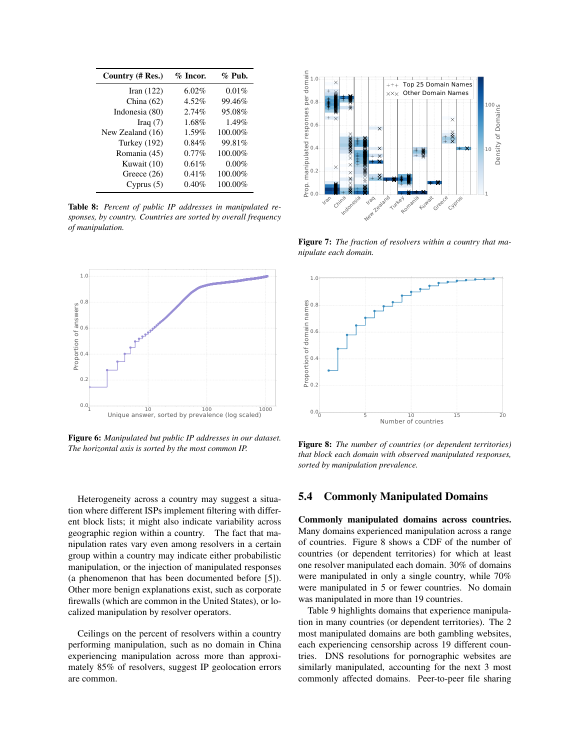| Country (# Res.) | % Incor. | % Pub. |
|---|---|---|
| Iran (122) | 6.02% | 0.01% |
| China (62) | 4.52% | 99.46% |
| Indonesia (80) | 2.74% | 95.08% |
| Iraq (7) | 1.68% | 1.49% |
| New Zealand (16) | 1.59% | 100.00% |
| Turkey (192) | 0.84% | 99.81% |
| Romania (45) | 0.77% | 100.00% |
| Kuwait (10) | 0.61% | 0.00% |
| Greece (26) | 0.41% | 100.00% |
| Cyprus (5) | 0.40% | 100.00% |

**Table 8:** *Percent of public IP addresses in manipulated responses, by country. Countries are sorted by overall frequency of manipulation.*

**Figure 7:** *The fraction of resolvers within a country that manipulate each domain.*

**Figure 6:** *Manipulated but public IP addresses in our dataset. The horizontal axis is sorted by the most common IP.*

**Figure 8:** *The number of countries (or dependent territories) that block each domain with observed manipulated responses, sorted by manipulation prevalence.*

Heterogeneity across a country may suggest a situation where different ISPs implement filtering with different block lists; it might also indicate variability across geographic region within a country. The fact that manipulation rates vary even among resolvers in a certain group within a country may indicate either probabilistic manipulation, or the injection of manipulated responses (a phenomenon that has been documented before [5]). Other more benign explanations exist, such as corporate firewalls (which are common in the United States), or localized manipulation by resolver operators.

Ceilings on the percent of resolvers within a country performing manipulation, such as no domain in China experiencing manipulation across more than approximately 85% of resolvers, suggest IP geolocation errors are common.

## 5.4 Commonly Manipulated Domains

**Commonly manipulated domains across countries.** Many domains experienced manipulation across a range of countries. Figure 8 shows a CDF of the number of countries (or dependent territories) for which at least one resolver manipulated each domain. 30% of domains were manipulated in only a single country, while 70% were manipulated in 5 or fewer countries. No domain was manipulated in more than 19 countries.

Table 9 highlights domains that experience manipulation in many countries (or dependent territories). The 2 most manipulated domains are both gambling websites, each experiencing censorship across 19 different countries. DNS resolutions for pornographic websites are similarly manipulated, accounting for the next 3 most commonly affected domains. Peer-to-peer file sharing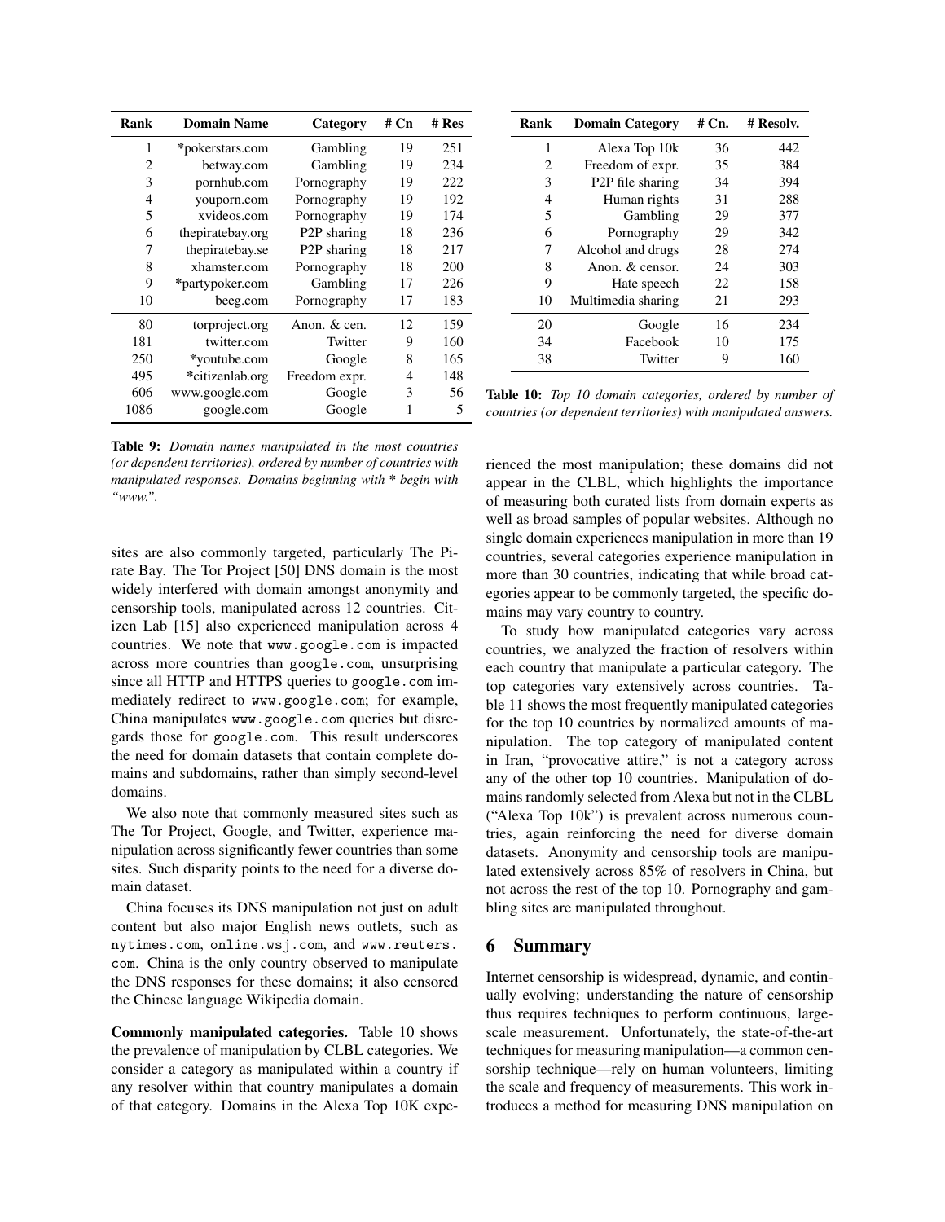| Rank | Domain Name | Category | # Cn | # Res |
|---|---|---|---|---|
| 1 | *pokerstars.com | Gambling | 19 | 251 |
| 2 | betway.com | Gambling | 19 | 234 |
| 3 | pornhub.com | Pornography | 19 | 222 |
| 4 | youporn.com | Pornography | 19 | 192 |
| 5 | xvideos.com | Pornography | 19 | 174 |
| 6 | thepiratebay.org | P2P sharing | 18 | 236 |
| 7 | thepiratebay.se | P2P sharing | 18 | 217 |
| 8 | xhamster.com | Pornography | 18 | 200 |
| 9 | *partypoker.com | Gambling | 17 | 226 |
| 10 | beeg.com | Pornography | 17 | 183 |
| 80 | torproject.org | Anon. & cen. | 12 | 159 |
| 181 | twitter.com | Twitter | 9 | 160 |
| 250 | *youtube.com | Google | 8 | 165 |
| 495 | *citizenlab.org | Freedom expr. | 4 | 148 |
| 606 | www.google.com | Google | 3 | 56 |
| 1086 | google.com | Google | 1 | 5 |

**Table 9:** *Domain names manipulated in the most countries (or dependent territories), ordered by number of countries with manipulated responses. Domains beginning with * begin with "www.".*

| Rank | Domain Category | # Cn. | # Resolv. |
|---|---|---|---|
| 1 | Alexa Top 10k | 36 | 442 |
| 2 | Freedom of expr. | 35 | 384 |
| 3 | P2P file sharing | 34 | 394 |
| 4 | Human rights | 31 | 288 |
| 5 | Gambling | 29 | 377 |
| 6 | Pornography | 29 | 342 |
| 7 | Alcohol and drugs | 28 | 274 |
| 8 | Anon. & censor. | 24 | 303 |
| 9 | Hate speech | 22 | 158 |
| 10 | Multimedia sharing | 21 | 293 |
| 20 | Google | 16 | 234 |
| 34 | Facebook | 10 | 175 |
| 38 | Twitter | 9 | 160 |

**Table 10:** *Top 10 domain categories, ordered by number of countries (or dependent territories) with manipulated answers.*

sites are also commonly targeted, particularly The Pirate Bay. The Tor Project [50] DNS domain is the most widely interfered with domain amongst anonymity and censorship tools, manipulated across 12 countries. Citizen Lab [15] also experienced manipulation across 4 countries. We note that `www.google.com` is impacted across more countries than `google.com`, unsurprising since all HTTP and HTTPS queries to `google.com` immediately redirect to `www.google.com`; for example, China manipulates `www.google.com` queries but disregards those for `google.com`. This result underscores the need for domain datasets that contain complete domains and subdomains, rather than simply second-level domains.

We also note that commonly measured sites such as The Tor Project, Google, and Twitter, experience manipulation across significantly fewer countries than some sites. Such disparity points to the need for a diverse domain dataset.

China focuses its DNS manipulation not just on adult content but also major English news outlets, such as `nytimes.com`, `online.wsj.com`, and `www.reuters.com`. China is the only country observed to manipulate the DNS responses for these domains; it also censored the Chinese language Wikipedia domain.

**Commonly manipulated categories.** Table 10 shows the prevalence of manipulation by CLBL categories. We consider a category as manipulated within a country if any resolver within that country manipulates a domain of that category. Domains in the Alexa Top 10K experienced the most manipulation; these domains did not appear in the CLBL, which highlights the importance of measuring both curated lists from domain experts as well as broad samples of popular websites. Although no single domain experiences manipulation in more than 19 countries, several categories experience manipulation in more than 30 countries, indicating that while broad categories appear to be commonly targeted, the specific domains may vary country to country.

To study how manipulated categories vary across countries, we analyzed the fraction of resolvers within each country that manipulate a particular category. The top categories vary extensively across countries. Table 11 shows the most frequently manipulated categories for the top 10 countries by normalized amounts of manipulation. The top category of manipulated content in Iran, "provocative attire," is not a category across any of the other top 10 countries. Manipulation of domains randomly selected from Alexa but not in the CLBL ("Alexa Top 10k") is prevalent across numerous countries, again reinforcing the need for diverse domain datasets. Anonymity and censorship tools are manipulated extensively across 85% of resolvers in China, but not across the rest of the top 10. Pornography and gambling sites are manipulated throughout.

## 6 Summary

Internet censorship is widespread, dynamic, and continually evolving; understanding the nature of censorship thus requires techniques to perform continuous, large-scale measurement. Unfortunately, the state-of-the-art techniques for measuring manipulation—a common censorship technique—rely on human volunteers, limiting the scale and frequency of measurements. This work introduces a method for measuring DNS manipulation on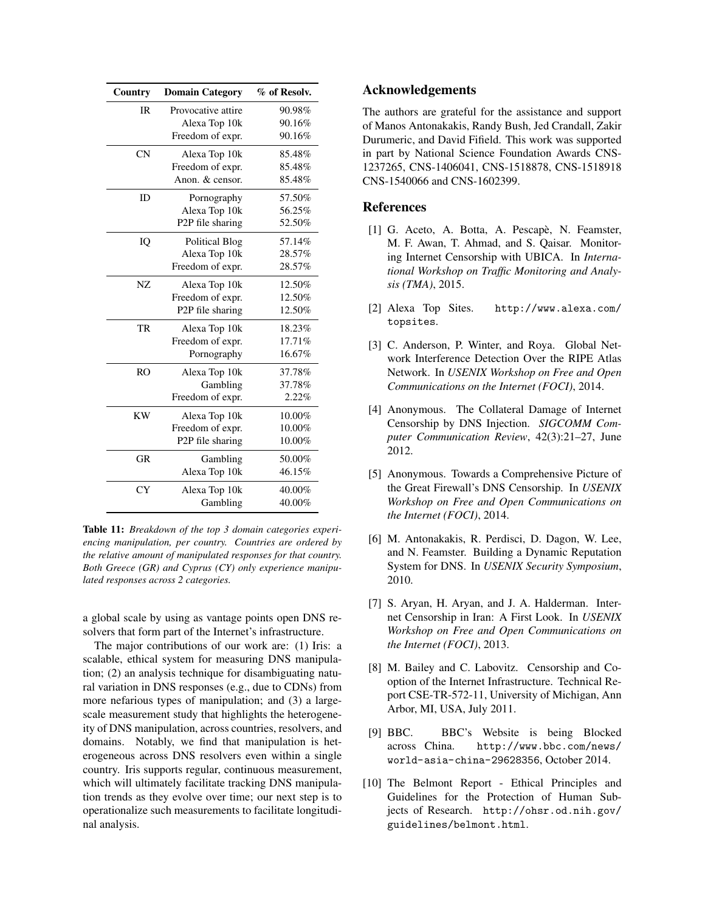| Country | Domain Category | % of Resolv. |
|---|---|---|
| IR | Provocative attire | 90.98% |
| | Alexa Top 10k | 90.16% |
| | Freedom of expr. | 90.16% |
| CN | Alexa Top 10k | 85.48% |
| | Freedom of expr. | 85.48% |
| | Anon. & censor. | 85.48% |
| ID | Pornography | 57.50% |
| | Alexa Top 10k | 56.25% |
| | P2P file sharing | 52.50% |
| IQ | Political Blog | 57.14% |
| | Alexa Top 10k | 28.57% |
| | Freedom of expr. | 28.57% |
| NZ | Alexa Top 10k | 12.50% |
| | Freedom of expr. | 12.50% |
| | P2P file sharing | 12.50% |
| TR | Alexa Top 10k | 18.23% |
| | Freedom of expr. | 17.71% |
| | Pornography | 16.67% |
| RO | Alexa Top 10k | 37.78% |
| | Gambling | 37.78% |
| | Freedom of expr. | 2.22% |
| KW | Alexa Top 10k | 10.00% |
| | Freedom of expr. | 10.00% |
| | P2P file sharing | 10.00% |
| GR | Gambling | 50.00% |
| | Alexa Top 10k | 46.15% |
| CY | Alexa Top 10k | 40.00% |
| | Gambling | 40.00% |

**Table 11:** *Breakdown of the top 3 domain categories experiencing manipulation, per country. Countries are ordered by the relative amount of manipulated responses for that country. Both Greece (GR) and Cyprus (CY) only experience manipulated responses across 2 categories.*

a global scale by using as vantage points open DNS resolvers that form part of the Internet's infrastructure.

The major contributions of our work are: (1) Iris: a scalable, ethical system for measuring DNS manipulation; (2) an analysis technique for disambiguating natural variation in DNS responses (e.g., due to CDNs) from more nefarious types of manipulation; and (3) a large-scale measurement study that highlights the heterogeneity of DNS manipulation, across countries, resolvers, and domains. Notably, we find that manipulation is heterogeneous across DNS resolvers even within a single country. Iris supports regular, continuous measurement, which will ultimately facilitate tracking DNS manipulation trends as they evolve over time; our next step is to operationalize such measurements to facilitate longitudinal analysis.

## Acknowledgements

The authors are grateful for the assistance and support of Manos Antonakakis, Randy Bush, Jed Crandall, Zakir Durumeric, and David Fifield. This work was supported in part by National Science Foundation Awards CNS-1237265, CNS-1406041, CNS-1518878, CNS-1518918 CNS-1540066 and CNS-1602399.

## References

[1] G. Aceto, A. Botta, A. Pescapè, N. Feamster, M. F. Awan, T. Ahmad, and S. Qaisar. Monitoring Internet Censorship with UBICA. In *International Workshop on Traffic Monitoring and Analysis (TMA)*, 2015.

[2] Alexa Top Sites. `http://www.alexa.com/topsites`.

[3] C. Anderson, P. Winter, and Roya. Global Network Interference Detection Over the RIPE Atlas Network. In *USENIX Workshop on Free and Open Communications on the Internet (FOCI)*, 2014.

[4] Anonymous. The Collateral Damage of Internet Censorship by DNS Injection. *SIGCOMM Computer Communication Review*, 42(3):21–27, June 2012.

[5] Anonymous. Towards a Comprehensive Picture of the Great Firewall's DNS Censorship. In *USENIX Workshop on Free and Open Communications on the Internet (FOCI)*, 2014.

[6] M. Antonakakis, R. Perdisci, D. Dagon, W. Lee, and N. Feamster. Building a Dynamic Reputation System for DNS. In *USENIX Security Symposium*, 2010.

[7] S. Aryan, H. Aryan, and J. A. Halderman. Internet Censorship in Iran: A First Look. In *USENIX Workshop on Free and Open Communications on the Internet (FOCI)*, 2013.

[8] M. Bailey and C. Labovitz. Censorship and Co-option of the Internet Infrastructure. Technical Report CSE-TR-572-11, University of Michigan, Ann Arbor, MI, USA, July 2011.

[9] BBC. BBC's Website is being Blocked across China. `http://www.bbc.com/news/world-asia-china-29628356`, October 2014.

[10] The Belmont Report - Ethical Principles and Guidelines for the Protection of Human Subjects of Research. `http://ohsr.od.nih.gov/guidelines/belmont.html`.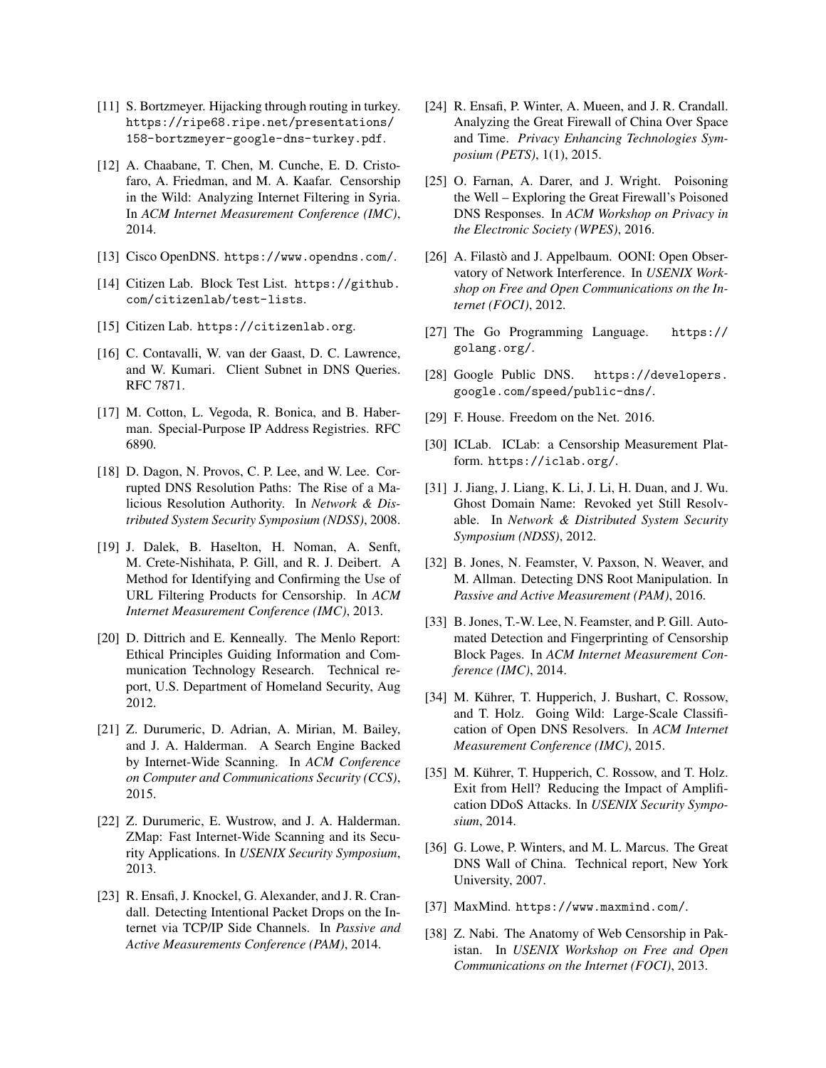[11] S. Bortzmeyer. Hijacking through routing in turkey. `https://ripe68.ripe.net/presentations/158-bortzmeyer-google-dns-turkey.pdf`.

[12] A. Chaabane, T. Chen, M. Cunche, E. D. Cristofaro, A. Friedman, and M. A. Kaafar. Censorship in the Wild: Analyzing Internet Filtering in Syria. In *ACM Internet Measurement Conference (IMC)*, 2014.

[13] Cisco OpenDNS. `https://www.opendns.com/`.

[14] Citizen Lab. Block Test List. `https://github.com/citizenlab/test-lists`.

[15] Citizen Lab. `https://citizenlab.org`.

[16] C. Contavalli, W. van der Gaast, D. C. Lawrence, and W. Kumari. Client Subnet in DNS Queries. RFC 7871.

[17] M. Cotton, L. Vegoda, R. Bonica, and B. Haberman. Special-Purpose IP Address Registries. RFC 6890.

[18] D. Dagon, N. Provos, C. P. Lee, and W. Lee. Corrupted DNS Resolution Paths: The Rise of a Malicious Resolution Authority. In *Network & Distributed System Security Symposium (NDSS)*, 2008.

[19] J. Dalek, B. Haselton, H. Noman, A. Senft, M. Crete-Nishihata, P. Gill, and R. J. Deibert. A Method for Identifying and Confirming the Use of URL Filtering Products for Censorship. In *ACM Internet Measurement Conference (IMC)*, 2013.

[20] D. Dittrich and E. Kenneally. The Menlo Report: Ethical Principles Guiding Information and Communication Technology Research. Technical report, U.S. Department of Homeland Security, Aug 2012.

[21] Z. Durumeric, D. Adrian, A. Mirian, M. Bailey, and J. A. Halderman. A Search Engine Backed by Internet-Wide Scanning. In *ACM Conference on Computer and Communications Security (CCS)*, 2015.

[22] Z. Durumeric, E. Wustrow, and J. A. Halderman. ZMap: Fast Internet-Wide Scanning and its Security Applications. In *USENIX Security Symposium*, 2013.

[23] R. Ensafi, J. Knockel, G. Alexander, and J. R. Crandall. Detecting Intentional Packet Drops on the Internet via TCP/IP Side Channels. In *Passive and Active Measurements Conference (PAM)*, 2014.

[24] R. Ensafi, P. Winter, A. Mueen, and J. R. Crandall. Analyzing the Great Firewall of China Over Space and Time. *Privacy Enhancing Technologies Symposium (PETS)*, 1(1), 2015.

[25] O. Farnan, A. Darer, and J. Wright. Poisoning the Well – Exploring the Great Firewall's Poisoned DNS Responses. In *ACM Workshop on Privacy in the Electronic Society (WPES)*, 2016.

[26] A. Filastò and J. Appelbaum. OONI: Open Observatory of Network Interference. In *USENIX Workshop on Free and Open Communications on the Internet (FOCI)*, 2012.

[27] The Go Programming Language. `https://golang.org/`.

[28] Google Public DNS. `https://developers.google.com/speed/public-dns/`.

[29] F. House. Freedom on the Net. 2016.

[30] ICLab. ICLab: a Censorship Measurement Platform. `https://iclab.org/`.

[31] J. Jiang, J. Liang, K. Li, J. Li, H. Duan, and J. Wu. Ghost Domain Name: Revoked yet Still Resolvable. In *Network & Distributed System Security Symposium (NDSS)*, 2012.

[32] B. Jones, N. Feamster, V. Paxson, N. Weaver, and M. Allman. Detecting DNS Root Manipulation. In *Passive and Active Measurement (PAM)*, 2016.

[33] B. Jones, T.-W. Lee, N. Feamster, and P. Gill. Automated Detection and Fingerprinting of Censorship Block Pages. In *ACM Internet Measurement Conference (IMC)*, 2014.

[34] M. Kührer, T. Hupperich, J. Bushart, C. Rossow, and T. Holz. Going Wild: Large-Scale Classification of Open DNS Resolvers. In *ACM Internet Measurement Conference (IMC)*, 2015.

[35] M. Kührer, T. Hupperich, C. Rossow, and T. Holz. Exit from Hell? Reducing the Impact of Amplification DDoS Attacks. In *USENIX Security Symposium*, 2014.

[36] G. Lowe, P. Winters, and M. L. Marcus. The Great DNS Wall of China. Technical report, New York University, 2007.

[37] MaxMind. `https://www.maxmind.com/`.

[38] Z. Nabi. The Anatomy of Web Censorship in Pakistan. In *USENIX Workshop on Free and Open Communications on the Internet (FOCI)*, 2013.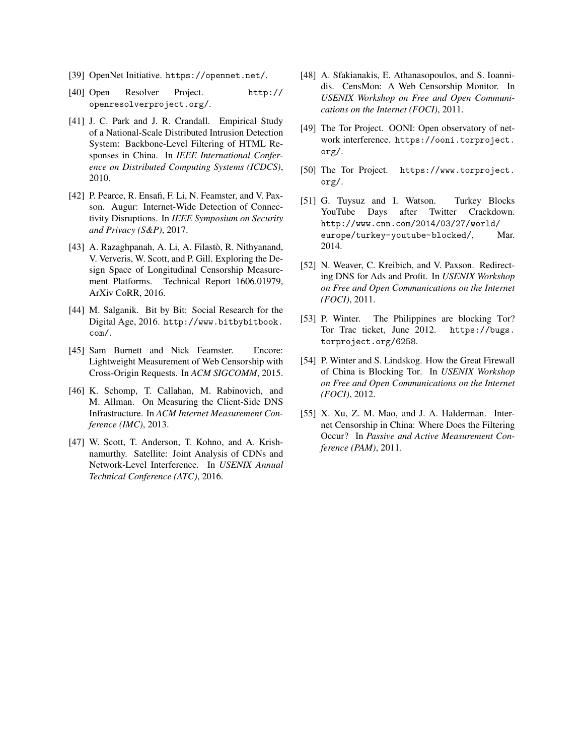[39] OpenNet Initiative. https://opennet.net/.

[40] Open Resolver Project. http://openresolverproject.org/.

[41] J. C. Park and J. R. Crandall. Empirical Study of a National-Scale Distributed Intrusion Detection System: Backbone-Level Filtering of HTML Responses in China. In *IEEE International Conference on Distributed Computing Systems (ICDCS)*, 2010.

[42] P. Pearce, R. Ensafi, F. Li, N. Feamster, and V. Paxson. Augur: Internet-Wide Detection of Connectivity Disruptions. In *IEEE Symposium on Security and Privacy (S&P)*, 2017.

[43] A. Razaghpanah, A. Li, A. Filastò, R. Nithyanand, V. Ververis, W. Scott, and P. Gill. Exploring the Design Space of Longitudinal Censorship Measurement Platforms. Technical Report 1606.01979, ArXiv CoRR, 2016.

[44] M. Salganik. Bit by Bit: Social Research for the Digital Age, 2016. http://www.bitbybitbook.com/.

[45] Sam Burnett and Nick Feamster. Encore: Lightweight Measurement of Web Censorship with Cross-Origin Requests. In *ACM SIGCOMM*, 2015.

[46] K. Schomp, T. Callahan, M. Rabinovich, and M. Allman. On Measuring the Client-Side DNS Infrastructure. In *ACM Internet Measurement Conference (IMC)*, 2013.

[47] W. Scott, T. Anderson, T. Kohno, and A. Krishnamurthy. Satellite: Joint Analysis of CDNs and Network-Level Interference. In *USENIX Annual Technical Conference (ATC)*, 2016.

[48] A. Sfakianakis, E. Athanasopoulos, and S. Ioannidis. CensMon: A Web Censorship Monitor. In *USENIX Workshop on Free and Open Communications on the Internet (FOCI)*, 2011.

[49] The Tor Project. OONI: Open observatory of network interference. https://ooni.torproject.org/.

[50] The Tor Project. https://www.torproject.org/.

[51] G. Tuysuz and I. Watson. Turkey Blocks YouTube Days after Twitter Crackdown. http://www.cnn.com/2014/03/27/world/europe/turkey-youtube-blocked/, Mar. 2014.

[52] N. Weaver, C. Kreibich, and V. Paxson. Redirecting DNS for Ads and Profit. In *USENIX Workshop on Free and Open Communications on the Internet (FOCI)*, 2011.

[53] P. Winter. The Philippines are blocking Tor? Tor Trac ticket, June 2012. https://bugs.torproject.org/6258.

[54] P. Winter and S. Lindskog. How the Great Firewall of China is Blocking Tor. In *USENIX Workshop on Free and Open Communications on the Internet (FOCI)*, 2012.

[55] X. Xu, Z. M. Mao, and J. A. Halderman. Internet Censorship in China: Where Does the Filtering Occur? In *Passive and Active Measurement Conference (PAM)*, 2011.